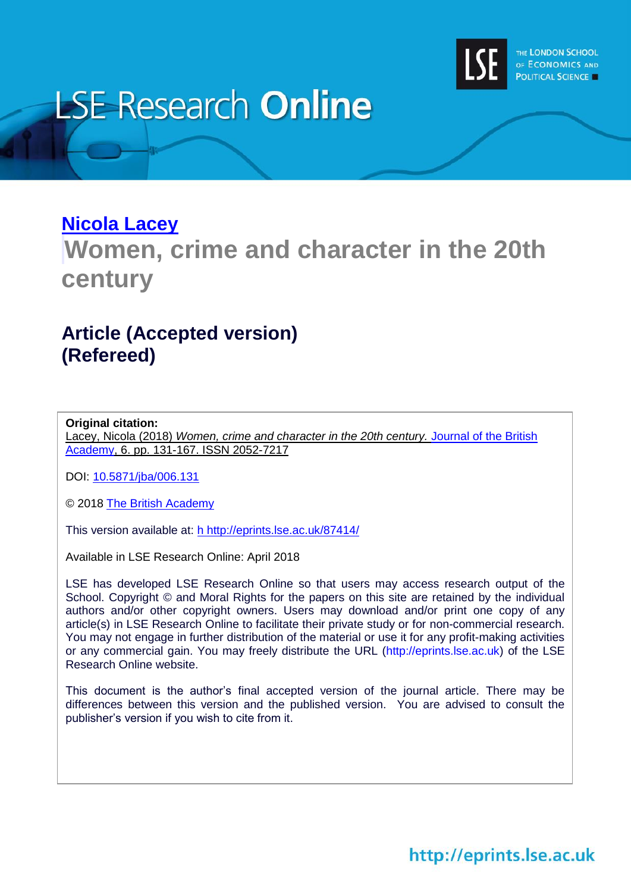# LSE Research Online

**Nicola Lacey**

## Women, crime and character in the 20th century

### Article (Accepted version) (Refereed)

**Original citation:**
Lacey, Nicola (2018) *Women, crime and character in the 20th century.* Journal of the British Academy, 6. pp. 131-167. ISSN 2052-7217

DOI: 10.5871/jba/006.131

© 2018 The British Academy

This version available at: h http://eprints.lse.ac.uk/87414/

Available in LSE Research Online: April 2018

LSE has developed LSE Research Online so that users may access research output of the School. Copyright © and Moral Rights for the papers on this site are retained by the individual authors and/or other copyright owners. Users may download and/or print one copy of any article(s) in LSE Research Online to facilitate their private study or for non-commercial research. You may not engage in further distribution of the material or use it for any profit-making activities or any commercial gain. You may freely distribute the URL (http://eprints.lse.ac.uk) of the LSE Research Online website.

This document is the author's final accepted version of the journal article. There may be differences between this version and the published version. You are advised to consult the publisher's version if you wish to cite from it.

http://eprints.lse.ac.uk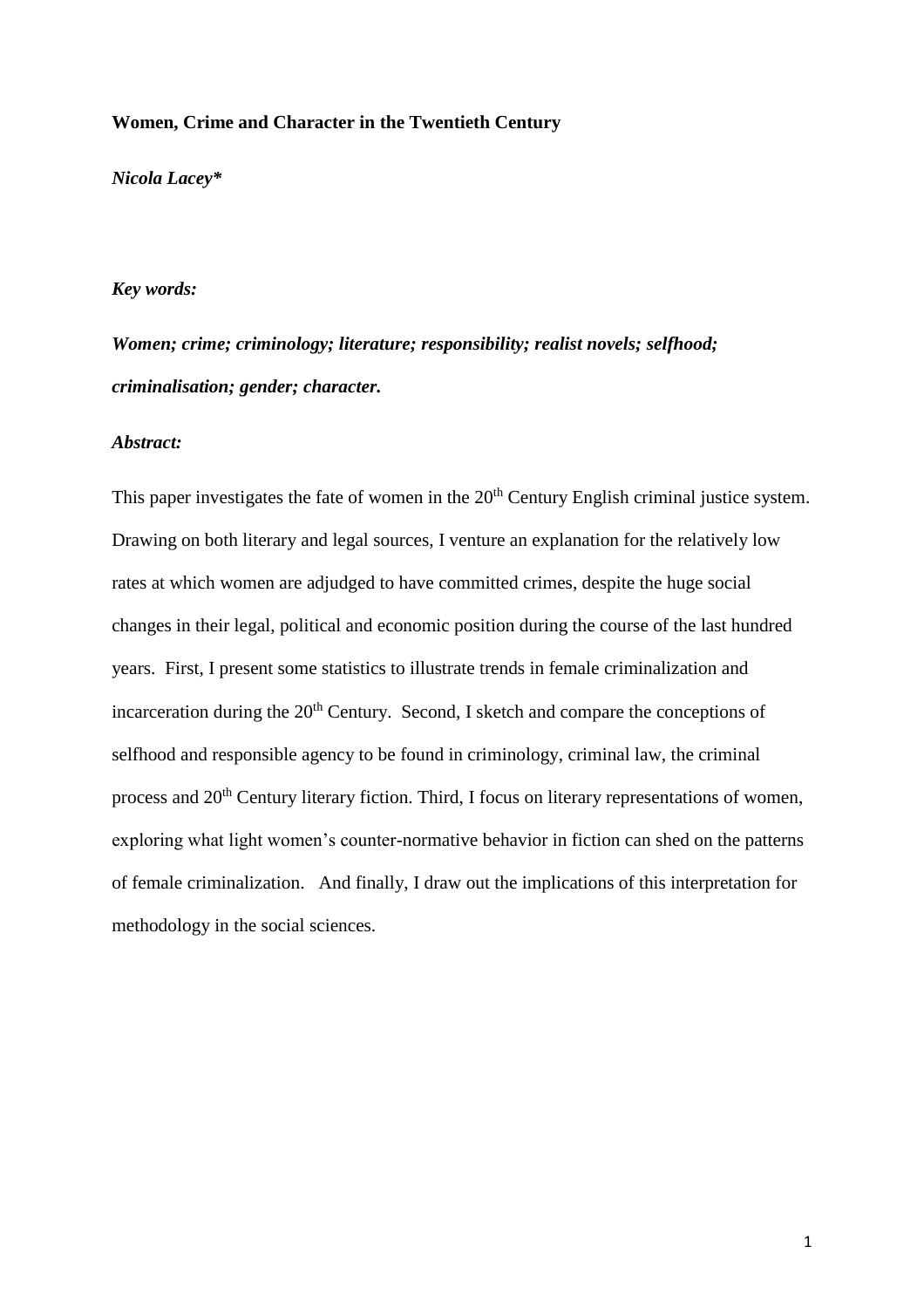**Women, Crime and Character in the Twentieth Century**

***Nicola Lacey****

***Key words:***

***Women; crime; criminology; literature; responsibility; realist novels; selfhood; criminalisation; gender; character.***

***Abstract:***

This paper investigates the fate of women in the 20th Century English criminal justice system. Drawing on both literary and legal sources, I venture an explanation for the relatively low rates at which women are adjudged to have committed crimes, despite the huge social changes in their legal, political and economic position during the course of the last hundred years. First, I present some statistics to illustrate trends in female criminalization and incarceration during the 20th Century. Second, I sketch and compare the conceptions of selfhood and responsible agency to be found in criminology, criminal law, the criminal process and 20th Century literary fiction. Third, I focus on literary representations of women, exploring what light women's counter-normative behavior in fiction can shed on the patterns of female criminalization. And finally, I draw out the implications of this interpretation for methodology in the social sciences.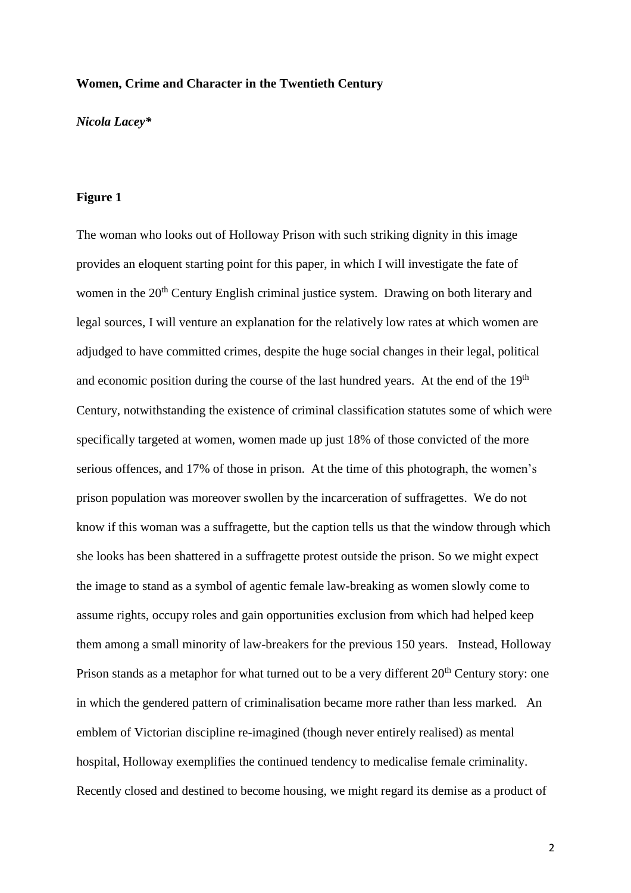**Women, Crime and Character in the Twentieth Century**

***Nicola Lacey****

**Figure 1**

The woman who looks out of Holloway Prison with such striking dignity in this image provides an eloquent starting point for this paper, in which I will investigate the fate of women in the 20th Century English criminal justice system. Drawing on both literary and legal sources, I will venture an explanation for the relatively low rates at which women are adjudged to have committed crimes, despite the huge social changes in their legal, political and economic position during the course of the last hundred years. At the end of the 19th Century, notwithstanding the existence of criminal classification statutes some of which were specifically targeted at women, women made up just 18% of those convicted of the more serious offences, and 17% of those in prison. At the time of this photograph, the women's prison population was moreover swollen by the incarceration of suffragettes. We do not know if this woman was a suffragette, but the caption tells us that the window through which she looks has been shattered in a suffragette protest outside the prison. So we might expect the image to stand as a symbol of agentic female law-breaking as women slowly come to assume rights, occupy roles and gain opportunities exclusion from which had helped keep them among a small minority of law-breakers for the previous 150 years. Instead, Holloway Prison stands as a metaphor for what turned out to be a very different 20th Century story: one in which the gendered pattern of criminalisation became more rather than less marked. An emblem of Victorian discipline re-imagined (though never entirely realised) as mental hospital, Holloway exemplifies the continued tendency to medicalise female criminality. Recently closed and destined to become housing, we might regard its demise as a product of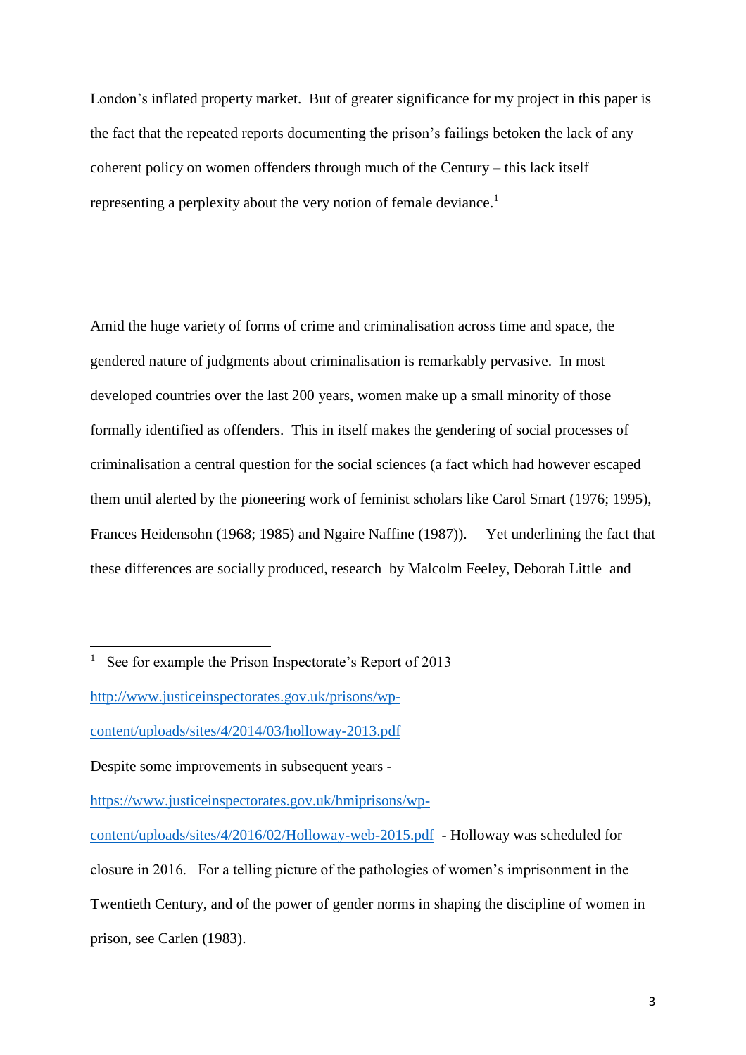London's inflated property market. But of greater significance for my project in this paper is the fact that the repeated reports documenting the prison's failings betoken the lack of any coherent policy on women offenders through much of the Century – this lack itself representing a perplexity about the very notion of female deviance.[1]

Amid the huge variety of forms of crime and criminalisation across time and space, the gendered nature of judgments about criminalisation is remarkably pervasive. In most developed countries over the last 200 years, women make up a small minority of those formally identified as offenders. This in itself makes the gendering of social processes of criminalisation a central question for the social sciences (a fact which had however escaped them until alerted by the pioneering work of feminist scholars like Carol Smart (1976; 1995), Frances Heidensohn (1968; 1985) and Ngaire Naffine (1987)). Yet underlining the fact that these differences are socially produced, research by Malcolm Feeley, Deborah Little and

---

[1] See for example the Prison Inspectorate's Report of 2013 http://www.justiceinspectorates.gov.uk/prisons/wp-content/uploads/sites/4/2014/03/holloway-2013.pdf

Despite some improvements in subsequent years - https://www.justiceinspectorates.gov.uk/hmiprisons/wp-content/uploads/sites/4/2016/02/Holloway-web-2015.pdf - Holloway was scheduled for closure in 2016. For a telling picture of the pathologies of women's imprisonment in the Twentieth Century, and of the power of gender norms in shaping the discipline of women in prison, see Carlen (1983).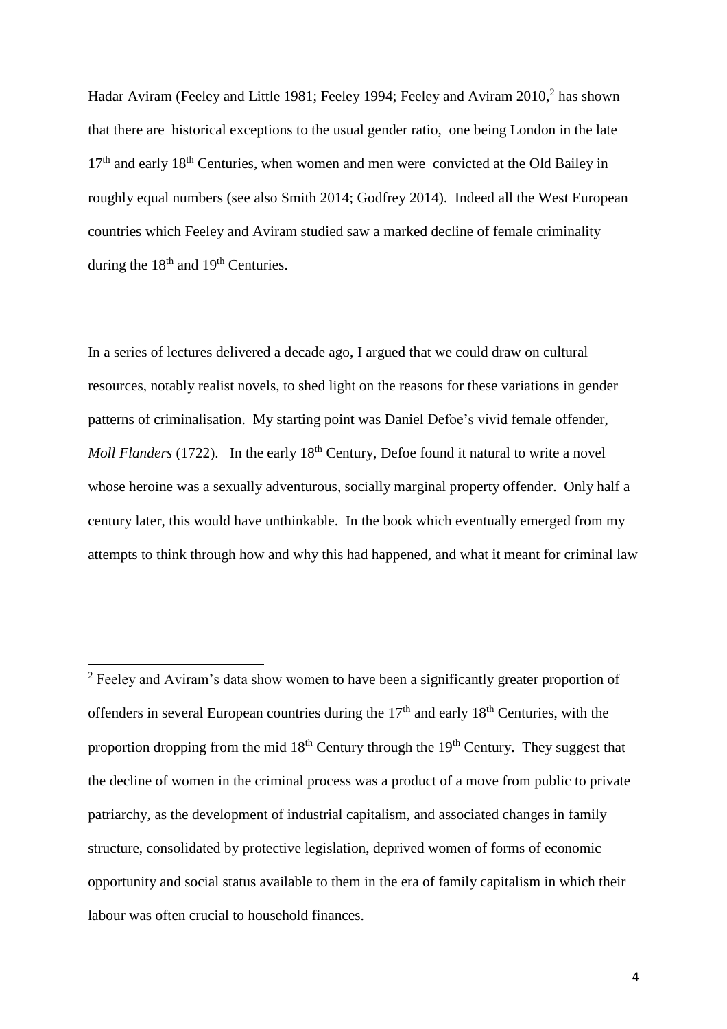Hadar Aviram (Feeley and Little 1981; Feeley 1994; Feeley and Aviram 2010,[2] has shown that there are historical exceptions to the usual gender ratio, one being London in the late 17th and early 18th Centuries, when women and men were convicted at the Old Bailey in roughly equal numbers (see also Smith 2014; Godfrey 2014). Indeed all the West European countries which Feeley and Aviram studied saw a marked decline of female criminality during the 18th and 19th Centuries.

In a series of lectures delivered a decade ago, I argued that we could draw on cultural resources, notably realist novels, to shed light on the reasons for these variations in gender patterns of criminalisation. My starting point was Daniel Defoe's vivid female offender, *Moll Flanders* (1722). In the early 18th Century, Defoe found it natural to write a novel whose heroine was a sexually adventurous, socially marginal property offender. Only half a century later, this would have unthinkable. In the book which eventually emerged from my attempts to think through how and why this had happened, and what it meant for criminal law

[2] Feeley and Aviram's data show women to have been a significantly greater proportion of offenders in several European countries during the 17th and early 18th Centuries, with the proportion dropping from the mid 18th Century through the 19th Century. They suggest that the decline of women in the criminal process was a product of a move from public to private patriarchy, as the development of industrial capitalism, and associated changes in family structure, consolidated by protective legislation, deprived women of forms of economic opportunity and social status available to them in the era of family capitalism in which their labour was often crucial to household finances.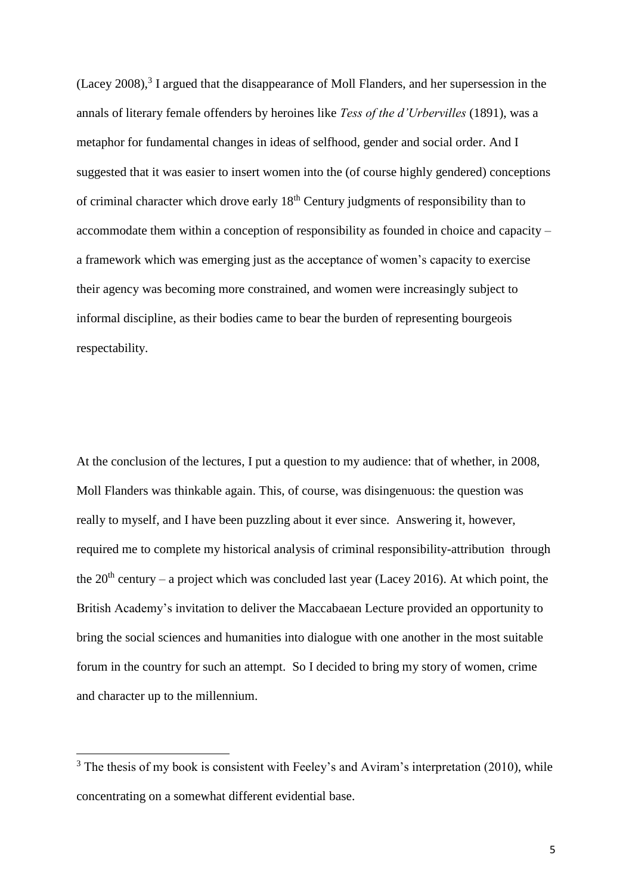(Lacey 2008),[3] I argued that the disappearance of Moll Flanders, and her supersession in the annals of literary female offenders by heroines like *Tess of the d'Urbervilles* (1891), was a metaphor for fundamental changes in ideas of selfhood, gender and social order. And I suggested that it was easier to insert women into the (of course highly gendered) conceptions of criminal character which drove early 18th Century judgments of responsibility than to accommodate them within a conception of responsibility as founded in choice and capacity – a framework which was emerging just as the acceptance of women's capacity to exercise their agency was becoming more constrained, and women were increasingly subject to informal discipline, as their bodies came to bear the burden of representing bourgeois respectability.

At the conclusion of the lectures, I put a question to my audience: that of whether, in 2008, Moll Flanders was thinkable again. This, of course, was disingenuous: the question was really to myself, and I have been puzzling about it ever since. Answering it, however, required me to complete my historical analysis of criminal responsibility-attribution through the 20th century – a project which was concluded last year (Lacey 2016). At which point, the British Academy's invitation to deliver the Maccabaean Lecture provided an opportunity to bring the social sciences and humanities into dialogue with one another in the most suitable forum in the country for such an attempt. So I decided to bring my story of women, crime and character up to the millennium.

[3] The thesis of my book is consistent with Feeley's and Aviram's interpretation (2010), while concentrating on a somewhat different evidential base.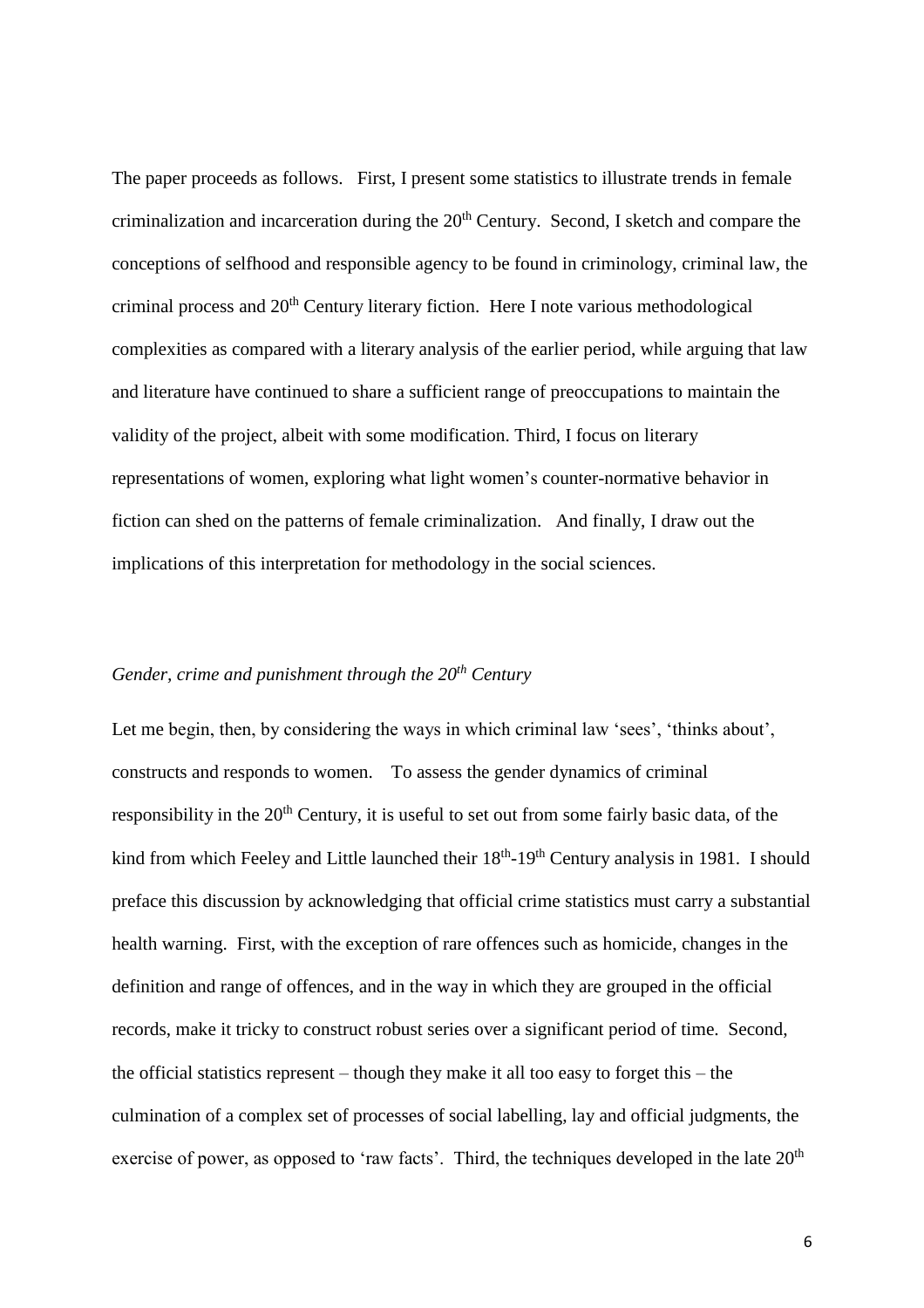The paper proceeds as follows. First, I present some statistics to illustrate trends in female criminalization and incarceration during the 20th Century. Second, I sketch and compare the conceptions of selfhood and responsible agency to be found in criminology, criminal law, the criminal process and 20th Century literary fiction. Here I note various methodological complexities as compared with a literary analysis of the earlier period, while arguing that law and literature have continued to share a sufficient range of preoccupations to maintain the validity of the project, albeit with some modification. Third, I focus on literary representations of women, exploring what light women's counter-normative behavior in fiction can shed on the patterns of female criminalization. And finally, I draw out the implications of this interpretation for methodology in the social sciences.

## *Gender, crime and punishment through the 20th Century*

Let me begin, then, by considering the ways in which criminal law 'sees', 'thinks about', constructs and responds to women. To assess the gender dynamics of criminal responsibility in the 20th Century, it is useful to set out from some fairly basic data, of the kind from which Feeley and Little launched their 18th-19th Century analysis in 1981. I should preface this discussion by acknowledging that official crime statistics must carry a substantial health warning. First, with the exception of rare offences such as homicide, changes in the definition and range of offences, and in the way in which they are grouped in the official records, make it tricky to construct robust series over a significant period of time. Second, the official statistics represent – though they make it all too easy to forget this – the culmination of a complex set of processes of social labelling, lay and official judgments, the exercise of power, as opposed to 'raw facts'. Third, the techniques developed in the late 20th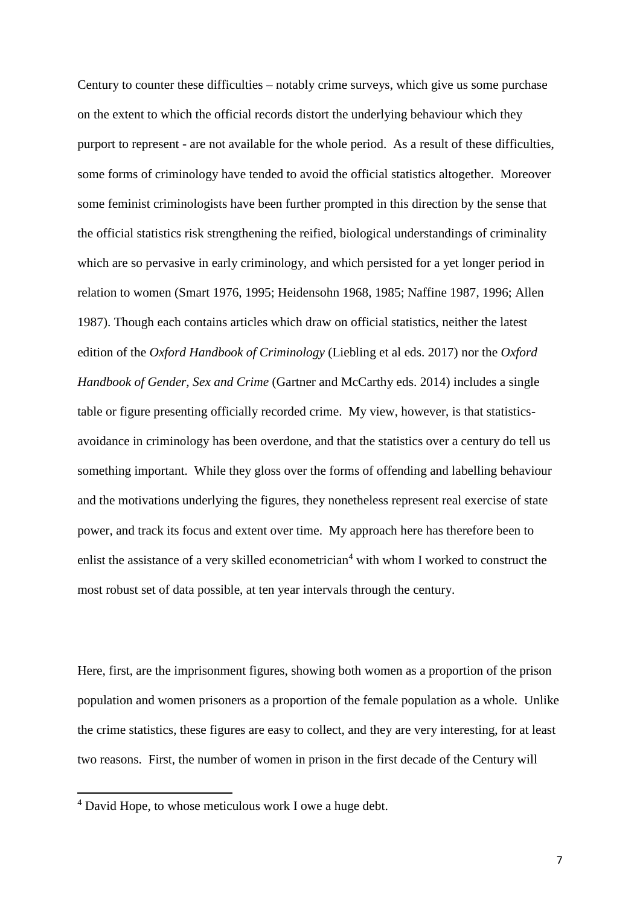Century to counter these difficulties – notably crime surveys, which give us some purchase on the extent to which the official records distort the underlying behaviour which they purport to represent - are not available for the whole period. As a result of these difficulties, some forms of criminology have tended to avoid the official statistics altogether. Moreover some feminist criminologists have been further prompted in this direction by the sense that the official statistics risk strengthening the reified, biological understandings of criminality which are so pervasive in early criminology, and which persisted for a yet longer period in relation to women (Smart 1976, 1995; Heidensohn 1968, 1985; Naffine 1987, 1996; Allen 1987). Though each contains articles which draw on official statistics, neither the latest edition of the *Oxford Handbook of Criminology* (Liebling et al eds. 2017) nor the *Oxford Handbook of Gender, Sex and Crime* (Gartner and McCarthy eds. 2014) includes a single table or figure presenting officially recorded crime. My view, however, is that statistics-avoidance in criminology has been overdone, and that the statistics over a century do tell us something important. While they gloss over the forms of offending and labelling behaviour and the motivations underlying the figures, they nonetheless represent real exercise of state power, and track its focus and extent over time. My approach here has therefore been to enlist the assistance of a very skilled econometrician[4] with whom I worked to construct the most robust set of data possible, at ten year intervals through the century.

Here, first, are the imprisonment figures, showing both women as a proportion of the prison population and women prisoners as a proportion of the female population as a whole. Unlike the crime statistics, these figures are easy to collect, and they are very interesting, for at least two reasons. First, the number of women in prison in the first decade of the Century will

[4] David Hope, to whose meticulous work I owe a huge debt.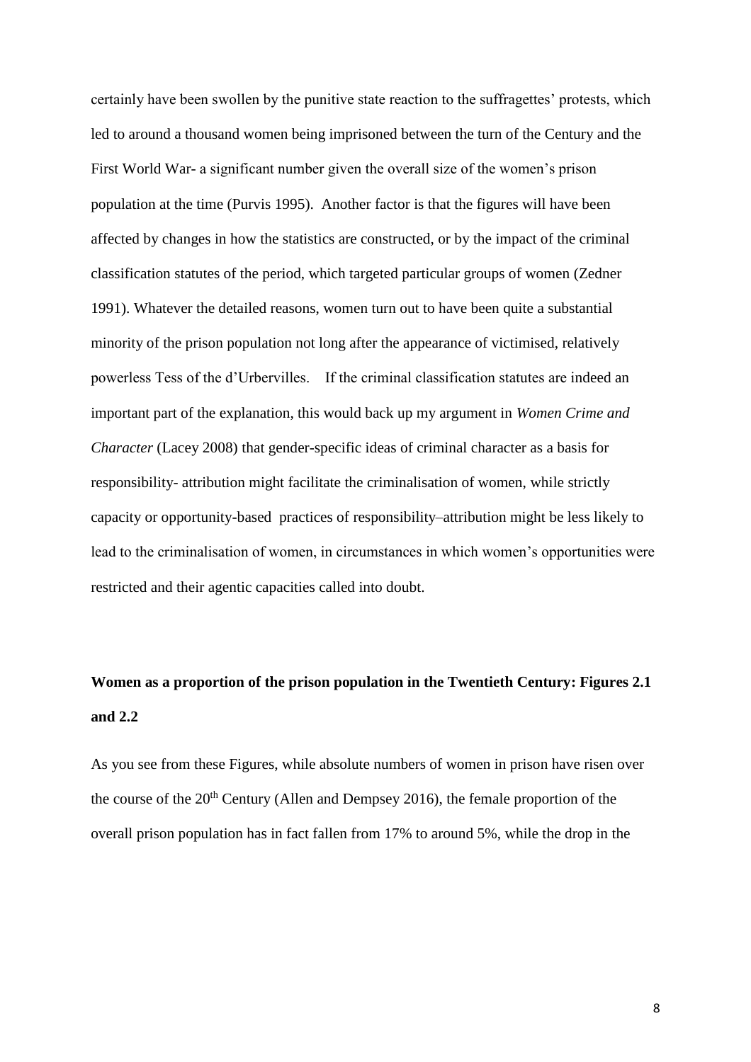certainly have been swollen by the punitive state reaction to the suffragettes' protests, which led to around a thousand women being imprisoned between the turn of the Century and the First World War- a significant number given the overall size of the women's prison population at the time (Purvis 1995). Another factor is that the figures will have been affected by changes in how the statistics are constructed, or by the impact of the criminal classification statutes of the period, which targeted particular groups of women (Zedner 1991). Whatever the detailed reasons, women turn out to have been quite a substantial minority of the prison population not long after the appearance of victimised, relatively powerless Tess of the d'Urbervilles. If the criminal classification statutes are indeed an important part of the explanation, this would back up my argument in *Women Crime and Character* (Lacey 2008) that gender-specific ideas of criminal character as a basis for responsibility- attribution might facilitate the criminalisation of women, while strictly capacity or opportunity-based practices of responsibility–attribution might be less likely to lead to the criminalisation of women, in circumstances in which women's opportunities were restricted and their agentic capacities called into doubt.

**Women as a proportion of the prison population in the Twentieth Century: Figures 2.1 and 2.2**

As you see from these Figures, while absolute numbers of women in prison have risen over the course of the 20th Century (Allen and Dempsey 2016), the female proportion of the overall prison population has in fact fallen from 17% to around 5%, while the drop in the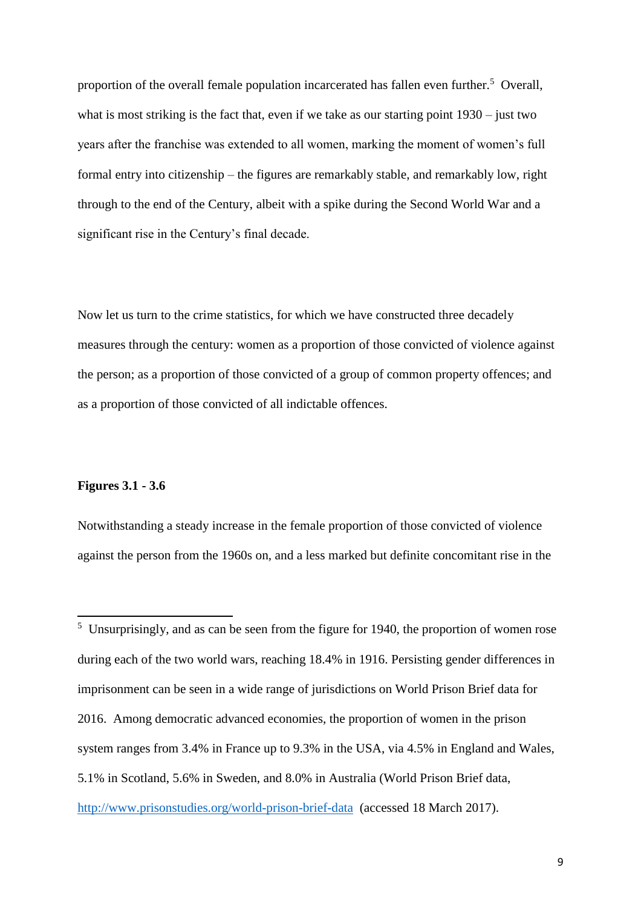proportion of the overall female population incarcerated has fallen even further.[5] Overall, what is most striking is the fact that, even if we take as our starting point 1930 – just two years after the franchise was extended to all women, marking the moment of women's full formal entry into citizenship – the figures are remarkably stable, and remarkably low, right through to the end of the Century, albeit with a spike during the Second World War and a significant rise in the Century's final decade.

Now let us turn to the crime statistics, for which we have constructed three decadely measures through the century: women as a proportion of those convicted of violence against the person; as a proportion of those convicted of a group of common property offences; and as a proportion of those convicted of all indictable offences.

**Figures 3.1 - 3.6**

Notwithstanding a steady increase in the female proportion of those convicted of violence against the person from the 1960s on, and a less marked but definite concomitant rise in the

---

[5] Unsurprisingly, and as can be seen from the figure for 1940, the proportion of women rose during each of the two world wars, reaching 18.4% in 1916. Persisting gender differences in imprisonment can be seen in a wide range of jurisdictions on World Prison Brief data for 2016. Among democratic advanced economies, the proportion of women in the prison system ranges from 3.4% in France up to 9.3% in the USA, via 4.5% in England and Wales, 5.1% in Scotland, 5.6% in Sweden, and 8.0% in Australia (World Prison Brief data, http://www.prisonstudies.org/world-prison-brief-data (accessed 18 March 2017).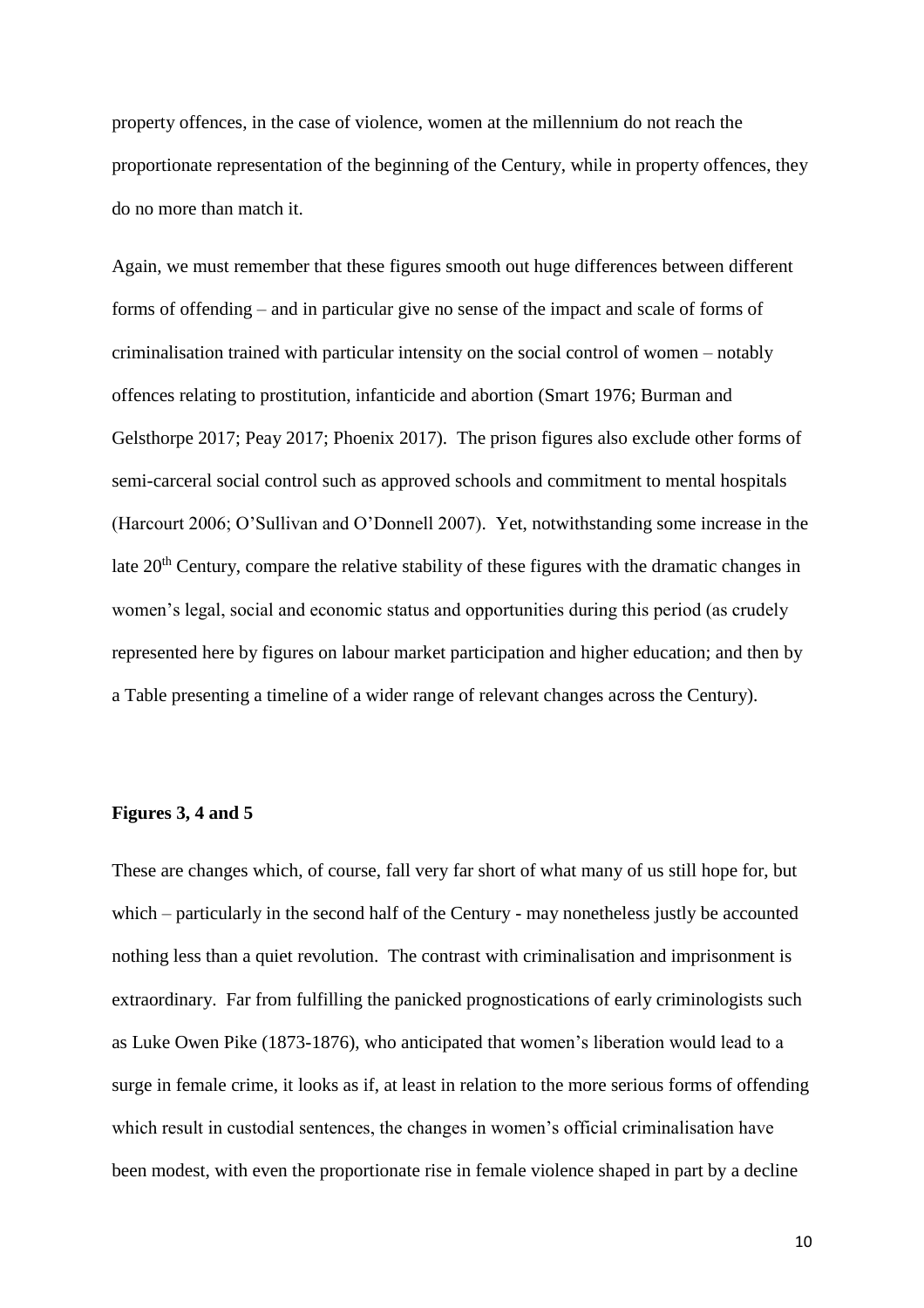property offences, in the case of violence, women at the millennium do not reach the proportionate representation of the beginning of the Century, while in property offences, they do no more than match it.

Again, we must remember that these figures smooth out huge differences between different forms of offending – and in particular give no sense of the impact and scale of forms of criminalisation trained with particular intensity on the social control of women – notably offences relating to prostitution, infanticide and abortion (Smart 1976; Burman and Gelsthorpe 2017; Peay 2017; Phoenix 2017). The prison figures also exclude other forms of semi-carceral social control such as approved schools and commitment to mental hospitals (Harcourt 2006; O'Sullivan and O'Donnell 2007). Yet, notwithstanding some increase in the late 20th Century, compare the relative stability of these figures with the dramatic changes in women's legal, social and economic status and opportunities during this period (as crudely represented here by figures on labour market participation and higher education; and then by a Table presenting a timeline of a wider range of relevant changes across the Century).

**Figures 3, 4 and 5**

These are changes which, of course, fall very far short of what many of us still hope for, but which – particularly in the second half of the Century - may nonetheless justly be accounted nothing less than a quiet revolution. The contrast with criminalisation and imprisonment is extraordinary. Far from fulfilling the panicked prognostications of early criminologists such as Luke Owen Pike (1873-1876), who anticipated that women's liberation would lead to a surge in female crime, it looks as if, at least in relation to the more serious forms of offending which result in custodial sentences, the changes in women's official criminalisation have been modest, with even the proportionate rise in female violence shaped in part by a decline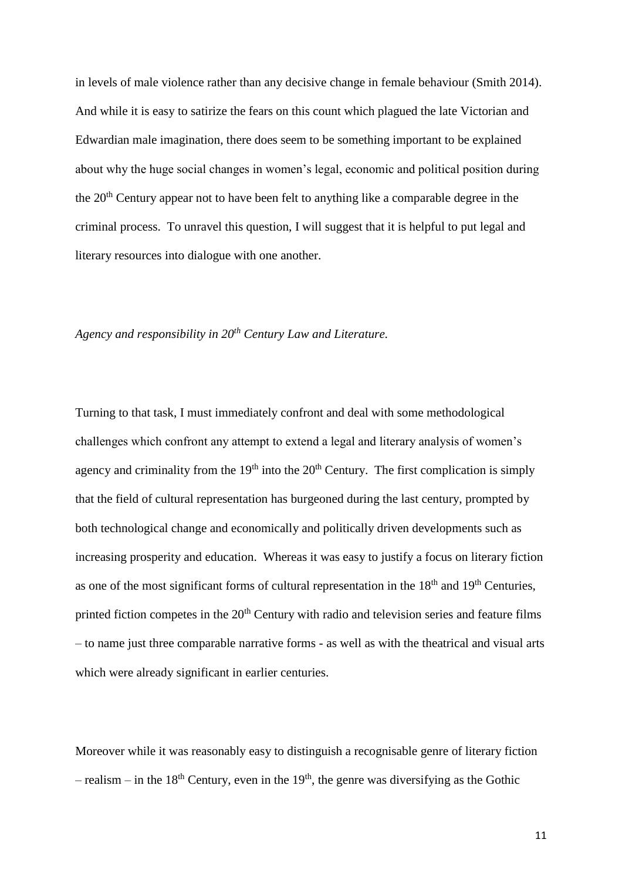in levels of male violence rather than any decisive change in female behaviour (Smith 2014). And while it is easy to satirize the fears on this count which plagued the late Victorian and Edwardian male imagination, there does seem to be something important to be explained about why the huge social changes in women's legal, economic and political position during the 20th Century appear not to have been felt to anything like a comparable degree in the criminal process. To unravel this question, I will suggest that it is helpful to put legal and literary resources into dialogue with one another.

*Agency and responsibility in 20th Century Law and Literature.*

Turning to that task, I must immediately confront and deal with some methodological challenges which confront any attempt to extend a legal and literary analysis of women's agency and criminality from the 19th into the 20th Century. The first complication is simply that the field of cultural representation has burgeoned during the last century, prompted by both technological change and economically and politically driven developments such as increasing prosperity and education. Whereas it was easy to justify a focus on literary fiction as one of the most significant forms of cultural representation in the 18th and 19th Centuries, printed fiction competes in the 20th Century with radio and television series and feature films – to name just three comparable narrative forms - as well as with the theatrical and visual arts which were already significant in earlier centuries.

Moreover while it was reasonably easy to distinguish a recognisable genre of literary fiction – realism – in the 18th Century, even in the 19th, the genre was diversifying as the Gothic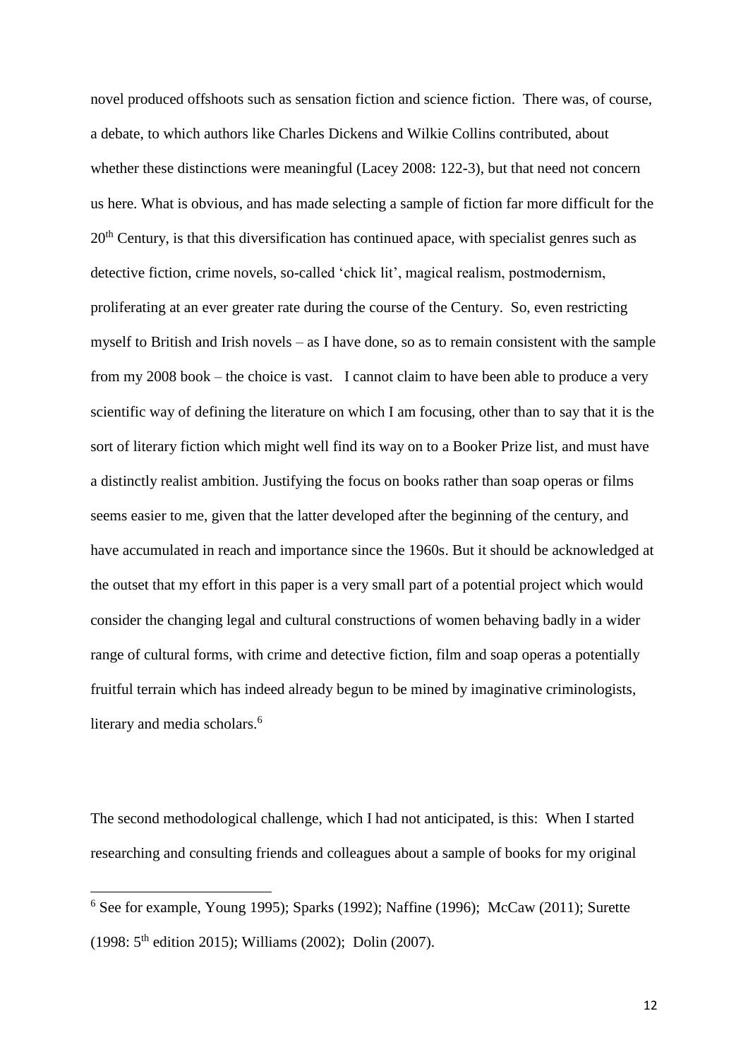novel produced offshoots such as sensation fiction and science fiction. There was, of course, a debate, to which authors like Charles Dickens and Wilkie Collins contributed, about whether these distinctions were meaningful (Lacey 2008: 122-3), but that need not concern us here. What is obvious, and has made selecting a sample of fiction far more difficult for the 20th Century, is that this diversification has continued apace, with specialist genres such as detective fiction, crime novels, so-called 'chick lit', magical realism, postmodernism, proliferating at an ever greater rate during the course of the Century. So, even restricting myself to British and Irish novels – as I have done, so as to remain consistent with the sample from my 2008 book – the choice is vast. I cannot claim to have been able to produce a very scientific way of defining the literature on which I am focusing, other than to say that it is the sort of literary fiction which might well find its way on to a Booker Prize list, and must have a distinctly realist ambition. Justifying the focus on books rather than soap operas or films seems easier to me, given that the latter developed after the beginning of the century, and have accumulated in reach and importance since the 1960s. But it should be acknowledged at the outset that my effort in this paper is a very small part of a potential project which would consider the changing legal and cultural constructions of women behaving badly in a wider range of cultural forms, with crime and detective fiction, film and soap operas a potentially fruitful terrain which has indeed already begun to be mined by imaginative criminologists, literary and media scholars.[6]

The second methodological challenge, which I had not anticipated, is this: When I started researching and consulting friends and colleagues about a sample of books for my original

[6] See for example, Young 1995); Sparks (1992); Naffine (1996); McCaw (2011); Surette (1998: 5th edition 2015); Williams (2002); Dolin (2007).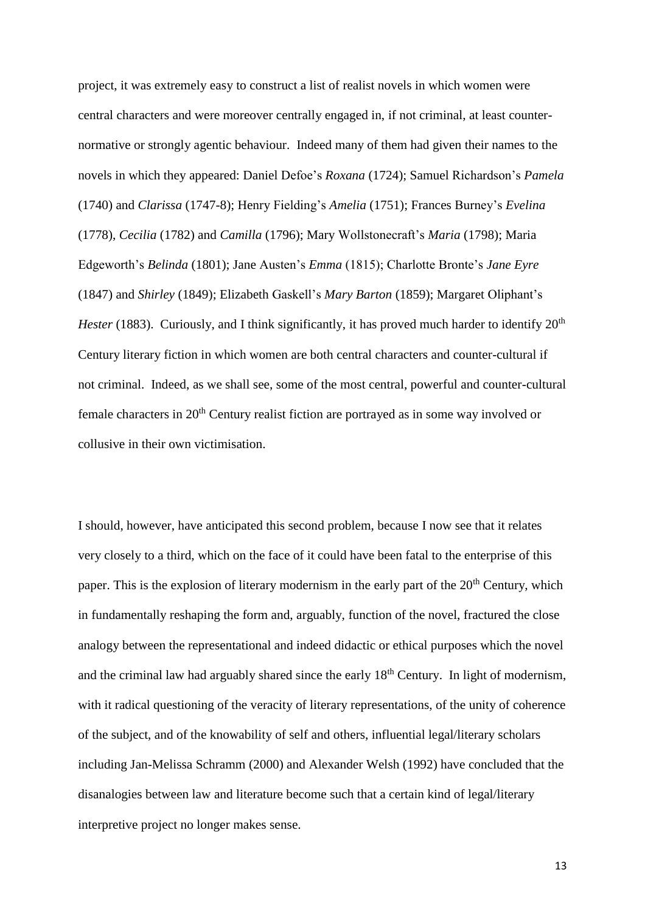project, it was extremely easy to construct a list of realist novels in which women were central characters and were moreover centrally engaged in, if not criminal, at least counter-normative or strongly agentic behaviour. Indeed many of them had given their names to the novels in which they appeared: Daniel Defoe's *Roxana* (1724); Samuel Richardson's *Pamela* (1740) and *Clarissa* (1747-8); Henry Fielding's *Amelia* (1751); Frances Burney's *Evelina* (1778), *Cecilia* (1782) and *Camilla* (1796); Mary Wollstonecraft's *Maria* (1798); Maria Edgeworth's *Belinda* (1801); Jane Austen's *Emma* (1815); Charlotte Bronte's *Jane Eyre* (1847) and *Shirley* (1849); Elizabeth Gaskell's *Mary Barton* (1859); Margaret Oliphant's *Hester* (1883). Curiously, and I think significantly, it has proved much harder to identify 20th Century literary fiction in which women are both central characters and counter-cultural if not criminal. Indeed, as we shall see, some of the most central, powerful and counter-cultural female characters in 20th Century realist fiction are portrayed as in some way involved or collusive in their own victimisation.

I should, however, have anticipated this second problem, because I now see that it relates very closely to a third, which on the face of it could have been fatal to the enterprise of this paper. This is the explosion of literary modernism in the early part of the 20th Century, which in fundamentally reshaping the form and, arguably, function of the novel, fractured the close analogy between the representational and indeed didactic or ethical purposes which the novel and the criminal law had arguably shared since the early 18th Century. In light of modernism, with it radical questioning of the veracity of literary representations, of the unity of coherence of the subject, and of the knowability of self and others, influential legal/literary scholars including Jan-Melissa Schramm (2000) and Alexander Welsh (1992) have concluded that the disanalogies between law and literature become such that a certain kind of legal/literary interpretive project no longer makes sense.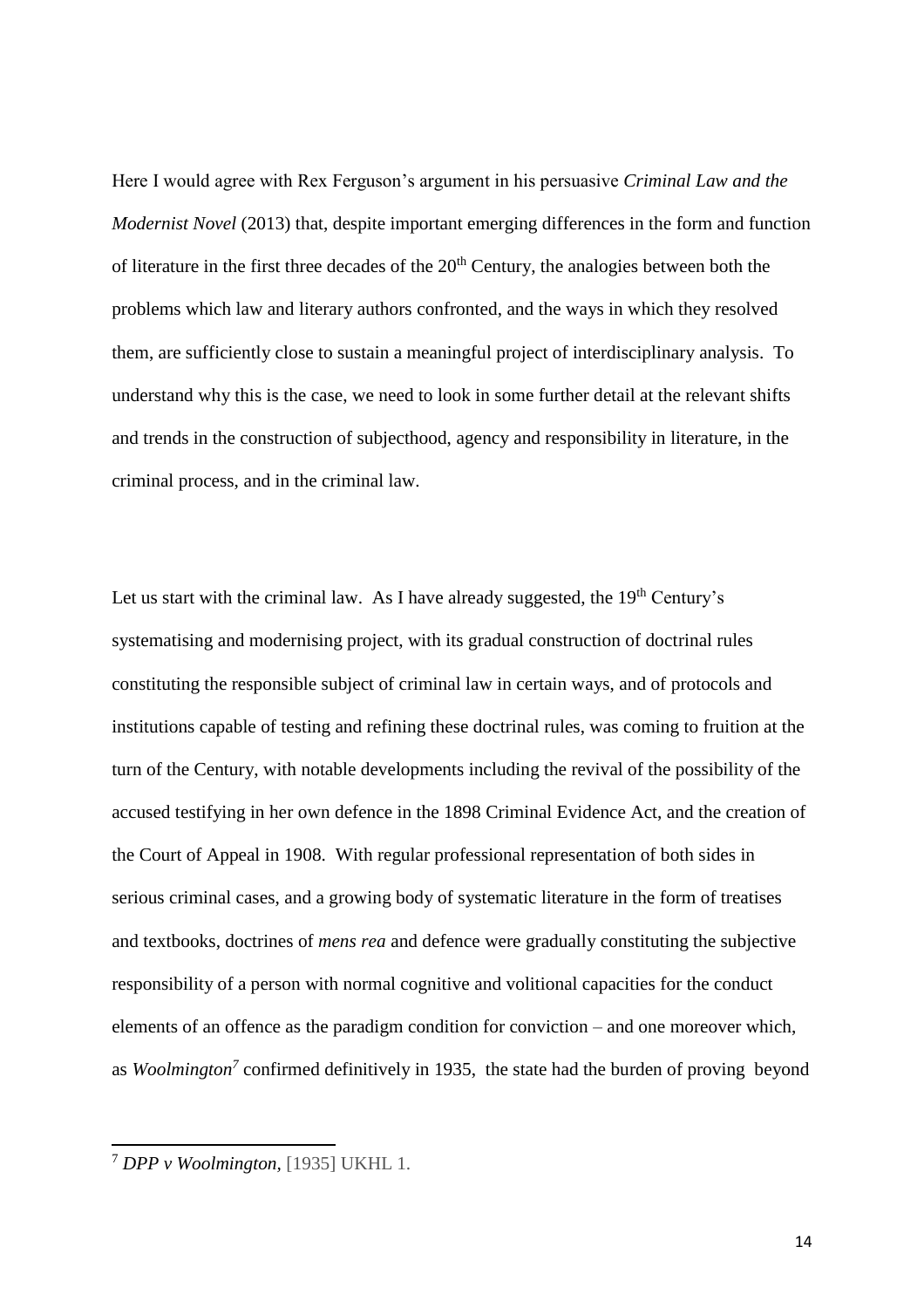Here I would agree with Rex Ferguson's argument in his persuasive *Criminal Law and the Modernist Novel* (2013) that, despite important emerging differences in the form and function of literature in the first three decades of the 20th Century, the analogies between both the problems which law and literary authors confronted, and the ways in which they resolved them, are sufficiently close to sustain a meaningful project of interdisciplinary analysis. To understand why this is the case, we need to look in some further detail at the relevant shifts and trends in the construction of subjecthood, agency and responsibility in literature, in the criminal process, and in the criminal law.

Let us start with the criminal law. As I have already suggested, the 19th Century's systematising and modernising project, with its gradual construction of doctrinal rules constituting the responsible subject of criminal law in certain ways, and of protocols and institutions capable of testing and refining these doctrinal rules, was coming to fruition at the turn of the Century, with notable developments including the revival of the possibility of the accused testifying in her own defence in the 1898 Criminal Evidence Act, and the creation of the Court of Appeal in 1908. With regular professional representation of both sides in serious criminal cases, and a growing body of systematic literature in the form of treatises and textbooks, doctrines of *mens rea* and defence were gradually constituting the subjective responsibility of a person with normal cognitive and volitional capacities for the conduct elements of an offence as the paradigm condition for conviction – and one moreover which, as *Woolmington*[7] confirmed definitively in 1935, the state had the burden of proving beyond

[7] *DPP v Woolmington*, [1935] UKHL 1.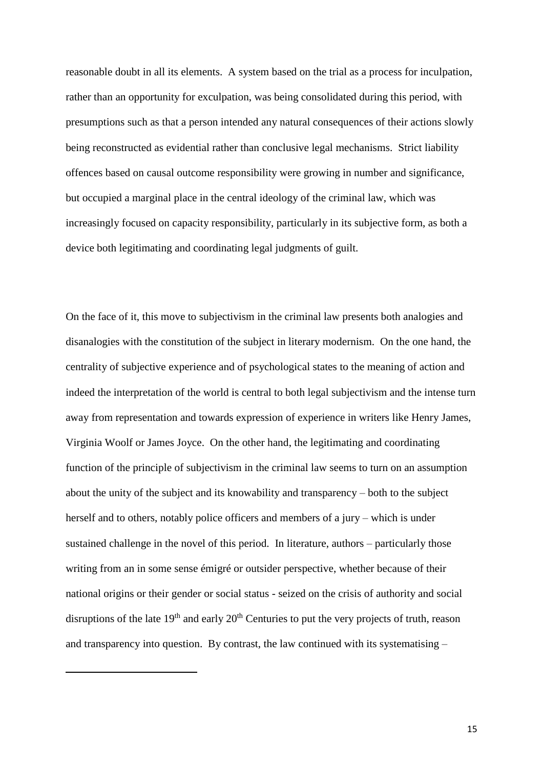reasonable doubt in all its elements. A system based on the trial as a process for inculpation, rather than an opportunity for exculpation, was being consolidated during this period, with presumptions such as that a person intended any natural consequences of their actions slowly being reconstructed as evidential rather than conclusive legal mechanisms. Strict liability offences based on causal outcome responsibility were growing in number and significance, but occupied a marginal place in the central ideology of the criminal law, which was increasingly focused on capacity responsibility, particularly in its subjective form, as both a device both legitimating and coordinating legal judgments of guilt.

On the face of it, this move to subjectivism in the criminal law presents both analogies and disanalogies with the constitution of the subject in literary modernism. On the one hand, the centrality of subjective experience and of psychological states to the meaning of action and indeed the interpretation of the world is central to both legal subjectivism and the intense turn away from representation and towards expression of experience in writers like Henry James, Virginia Woolf or James Joyce. On the other hand, the legitimating and coordinating function of the principle of subjectivism in the criminal law seems to turn on an assumption about the unity of the subject and its knowability and transparency – both to the subject herself and to others, notably police officers and members of a jury – which is under sustained challenge in the novel of this period. In literature, authors – particularly those writing from an in some sense émigré or outsider perspective, whether because of their national origins or their gender or social status - seized on the crisis of authority and social disruptions of the late 19th and early 20th Centuries to put the very projects of truth, reason and transparency into question. By contrast, the law continued with its systematising –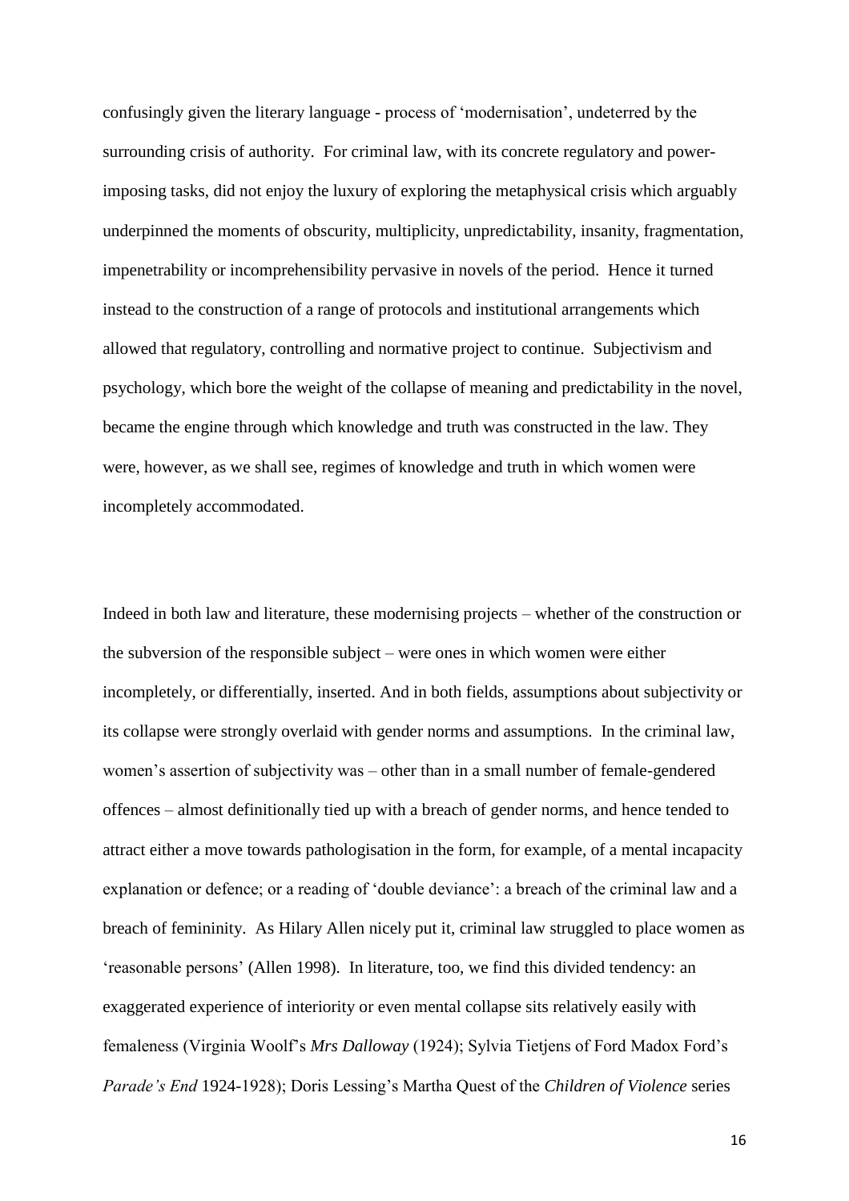confusingly given the literary language - process of 'modernisation', undeterred by the surrounding crisis of authority. For criminal law, with its concrete regulatory and power-imposing tasks, did not enjoy the luxury of exploring the metaphysical crisis which arguably underpinned the moments of obscurity, multiplicity, unpredictability, insanity, fragmentation, impenetrability or incomprehensibility pervasive in novels of the period. Hence it turned instead to the construction of a range of protocols and institutional arrangements which allowed that regulatory, controlling and normative project to continue. Subjectivism and psychology, which bore the weight of the collapse of meaning and predictability in the novel, became the engine through which knowledge and truth was constructed in the law. They were, however, as we shall see, regimes of knowledge and truth in which women were incompletely accommodated.

Indeed in both law and literature, these modernising projects – whether of the construction or the subversion of the responsible subject – were ones in which women were either incompletely, or differentially, inserted. And in both fields, assumptions about subjectivity or its collapse were strongly overlaid with gender norms and assumptions. In the criminal law, women's assertion of subjectivity was – other than in a small number of female-gendered offences – almost definitionally tied up with a breach of gender norms, and hence tended to attract either a move towards pathologisation in the form, for example, of a mental incapacity explanation or defence; or a reading of 'double deviance': a breach of the criminal law and a breach of femininity. As Hilary Allen nicely put it, criminal law struggled to place women as 'reasonable persons' (Allen 1998). In literature, too, we find this divided tendency: an exaggerated experience of interiority or even mental collapse sits relatively easily with femaleness (Virginia Woolf's *Mrs Dalloway* (1924); Sylvia Tietjens of Ford Madox Ford's *Parade's End* 1924-1928); Doris Lessing's Martha Quest of the *Children of Violence* series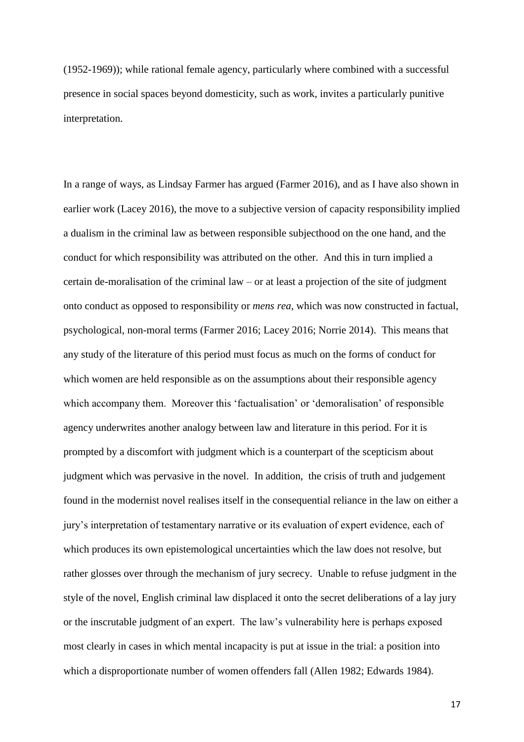(1952-1969)); while rational female agency, particularly where combined with a successful presence in social spaces beyond domesticity, such as work, invites a particularly punitive interpretation.

In a range of ways, as Lindsay Farmer has argued (Farmer 2016), and as I have also shown in earlier work (Lacey 2016), the move to a subjective version of capacity responsibility implied a dualism in the criminal law as between responsible subjecthood on the one hand, and the conduct for which responsibility was attributed on the other. And this in turn implied a certain de-moralisation of the criminal law – or at least a projection of the site of judgment onto conduct as opposed to responsibility or *mens rea*, which was now constructed in factual, psychological, non-moral terms (Farmer 2016; Lacey 2016; Norrie 2014). This means that any study of the literature of this period must focus as much on the forms of conduct for which women are held responsible as on the assumptions about their responsible agency which accompany them. Moreover this 'factualisation' or 'demoralisation' of responsible agency underwrites another analogy between law and literature in this period. For it is prompted by a discomfort with judgment which is a counterpart of the scepticism about judgment which was pervasive in the novel. In addition, the crisis of truth and judgement found in the modernist novel realises itself in the consequential reliance in the law on either a jury's interpretation of testamentary narrative or its evaluation of expert evidence, each of which produces its own epistemological uncertainties which the law does not resolve, but rather glosses over through the mechanism of jury secrecy. Unable to refuse judgment in the style of the novel, English criminal law displaced it onto the secret deliberations of a lay jury or the inscrutable judgment of an expert. The law's vulnerability here is perhaps exposed most clearly in cases in which mental incapacity is put at issue in the trial: a position into which a disproportionate number of women offenders fall (Allen 1982; Edwards 1984).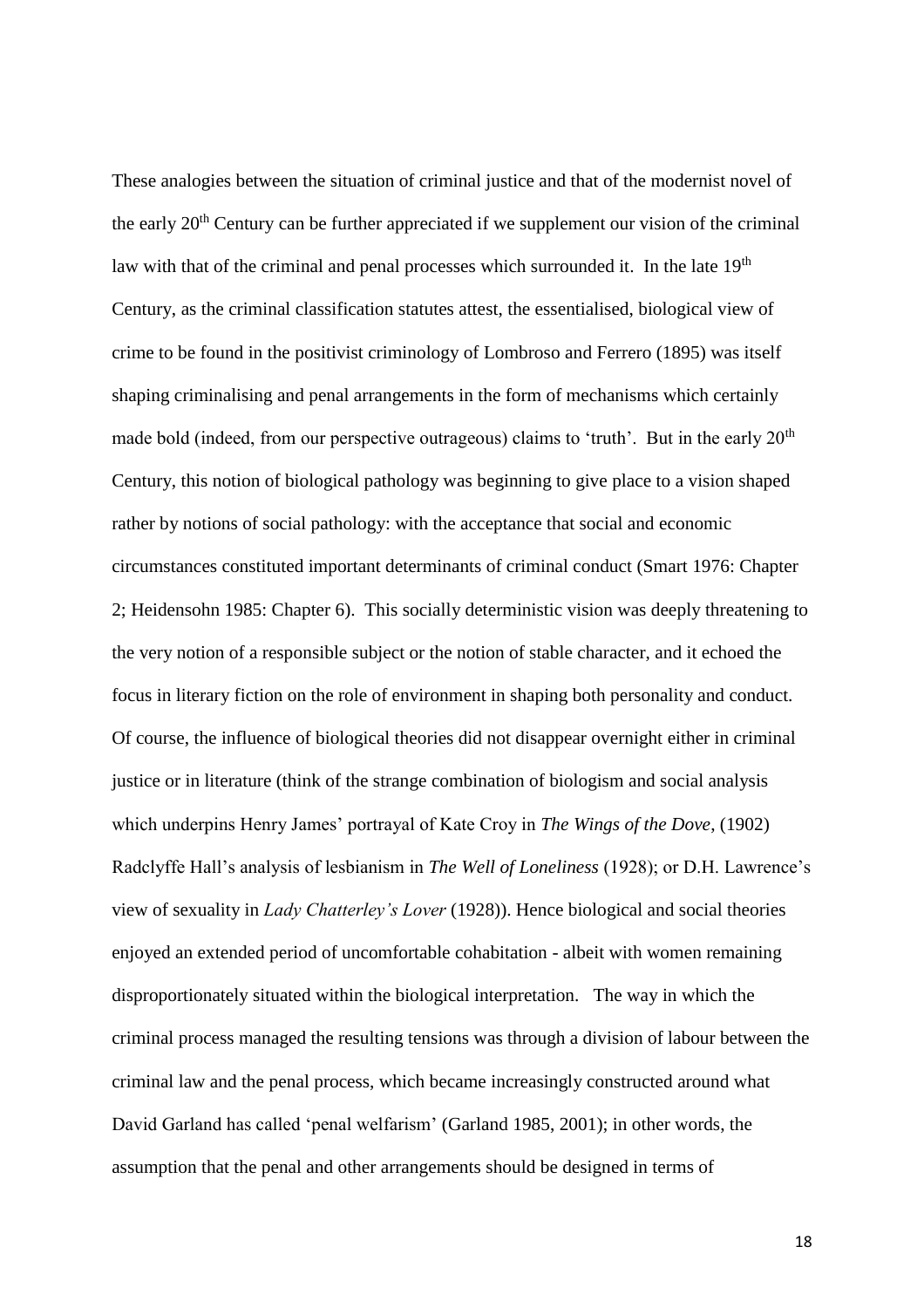These analogies between the situation of criminal justice and that of the modernist novel of the early 20th Century can be further appreciated if we supplement our vision of the criminal law with that of the criminal and penal processes which surrounded it. In the late 19th Century, as the criminal classification statutes attest, the essentialised, biological view of crime to be found in the positivist criminology of Lombroso and Ferrero (1895) was itself shaping criminalising and penal arrangements in the form of mechanisms which certainly made bold (indeed, from our perspective outrageous) claims to 'truth'. But in the early 20th Century, this notion of biological pathology was beginning to give place to a vision shaped rather by notions of social pathology: with the acceptance that social and economic circumstances constituted important determinants of criminal conduct (Smart 1976: Chapter 2; Heidensohn 1985: Chapter 6). This socially deterministic vision was deeply threatening to the very notion of a responsible subject or the notion of stable character, and it echoed the focus in literary fiction on the role of environment in shaping both personality and conduct. Of course, the influence of biological theories did not disappear overnight either in criminal justice or in literature (think of the strange combination of biologism and social analysis which underpins Henry James' portrayal of Kate Croy in *The Wings of the Dove*, (1902) Radclyffe Hall's analysis of lesbianism in *The Well of Loneliness* (1928); or D.H. Lawrence's view of sexuality in *Lady Chatterley's Lover* (1928)). Hence biological and social theories enjoyed an extended period of uncomfortable cohabitation - albeit with women remaining disproportionately situated within the biological interpretation. The way in which the criminal process managed the resulting tensions was through a division of labour between the criminal law and the penal process, which became increasingly constructed around what David Garland has called 'penal welfarism' (Garland 1985, 2001); in other words, the assumption that the penal and other arrangements should be designed in terms of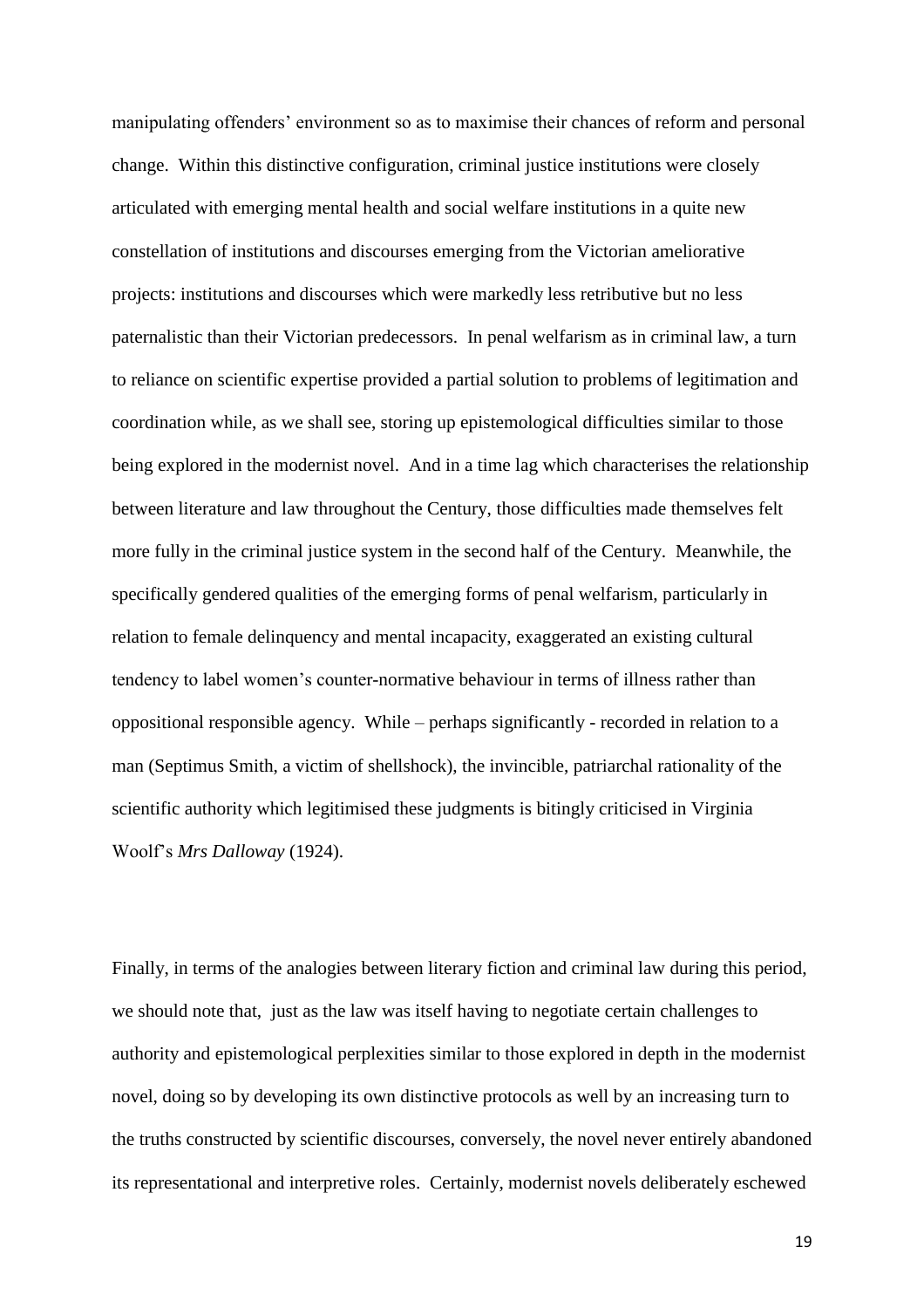manipulating offenders' environment so as to maximise their chances of reform and personal change. Within this distinctive configuration, criminal justice institutions were closely articulated with emerging mental health and social welfare institutions in a quite new constellation of institutions and discourses emerging from the Victorian ameliorative projects: institutions and discourses which were markedly less retributive but no less paternalistic than their Victorian predecessors. In penal welfarism as in criminal law, a turn to reliance on scientific expertise provided a partial solution to problems of legitimation and coordination while, as we shall see, storing up epistemological difficulties similar to those being explored in the modernist novel. And in a time lag which characterises the relationship between literature and law throughout the Century, those difficulties made themselves felt more fully in the criminal justice system in the second half of the Century. Meanwhile, the specifically gendered qualities of the emerging forms of penal welfarism, particularly in relation to female delinquency and mental incapacity, exaggerated an existing cultural tendency to label women's counter-normative behaviour in terms of illness rather than oppositional responsible agency. While – perhaps significantly - recorded in relation to a man (Septimus Smith, a victim of shellshock), the invincible, patriarchal rationality of the scientific authority which legitimised these judgments is bitingly criticised in Virginia Woolf's *Mrs Dalloway* (1924).

Finally, in terms of the analogies between literary fiction and criminal law during this period, we should note that, just as the law was itself having to negotiate certain challenges to authority and epistemological perplexities similar to those explored in depth in the modernist novel, doing so by developing its own distinctive protocols as well by an increasing turn to the truths constructed by scientific discourses, conversely, the novel never entirely abandoned its representational and interpretive roles. Certainly, modernist novels deliberately eschewed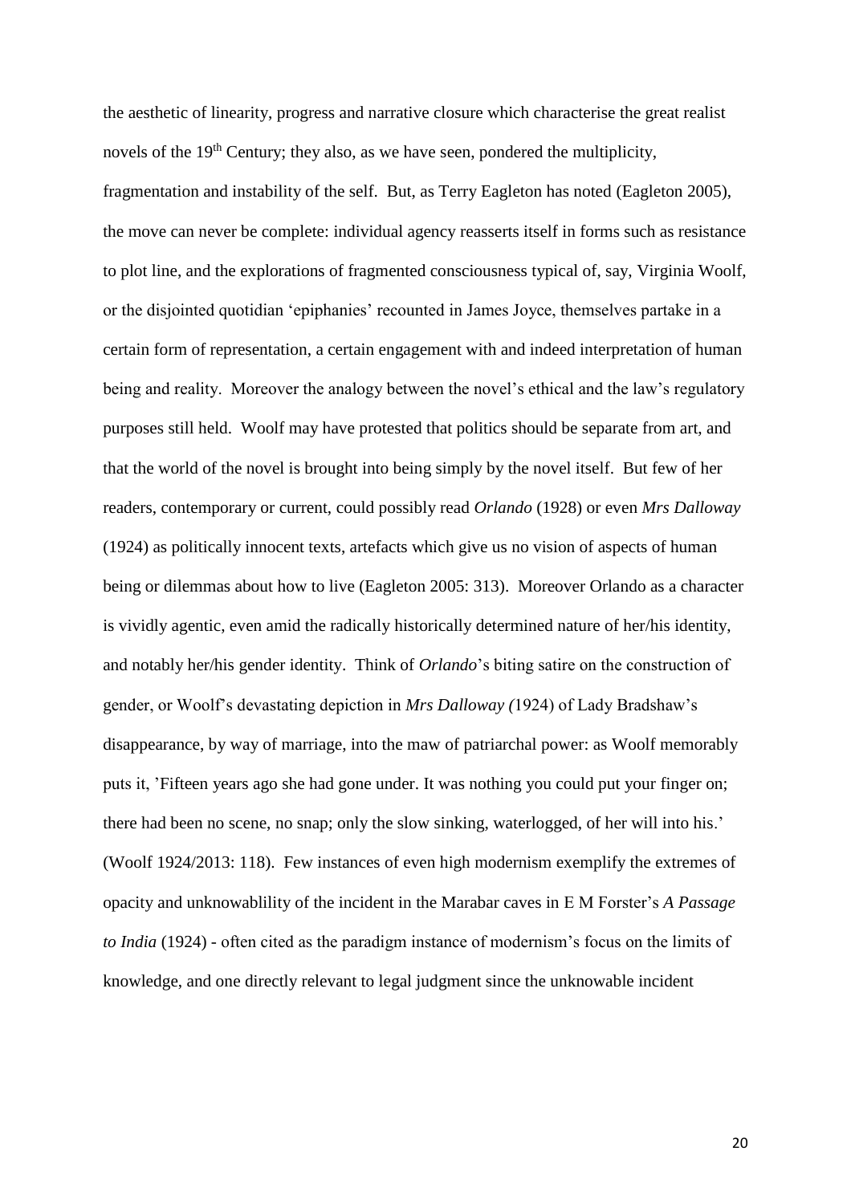the aesthetic of linearity, progress and narrative closure which characterise the great realist novels of the 19th Century; they also, as we have seen, pondered the multiplicity, fragmentation and instability of the self. But, as Terry Eagleton has noted (Eagleton 2005), the move can never be complete: individual agency reasserts itself in forms such as resistance to plot line, and the explorations of fragmented consciousness typical of, say, Virginia Woolf, or the disjointed quotidian 'epiphanies' recounted in James Joyce, themselves partake in a certain form of representation, a certain engagement with and indeed interpretation of human being and reality. Moreover the analogy between the novel's ethical and the law's regulatory purposes still held. Woolf may have protested that politics should be separate from art, and that the world of the novel is brought into being simply by the novel itself. But few of her readers, contemporary or current, could possibly read *Orlando* (1928) or even *Mrs Dalloway* (1924) as politically innocent texts, artefacts which give us no vision of aspects of human being or dilemmas about how to live (Eagleton 2005: 313). Moreover Orlando as a character is vividly agentic, even amid the radically historically determined nature of her/his identity, and notably her/his gender identity. Think of *Orlando*'s biting satire on the construction of gender, or Woolf's devastating depiction in *Mrs Dalloway (*1924) of Lady Bradshaw's disappearance, by way of marriage, into the maw of patriarchal power: as Woolf memorably puts it, 'Fifteen years ago she had gone under. It was nothing you could put your finger on; there had been no scene, no snap; only the slow sinking, waterlogged, of her will into his.' (Woolf 1924/2013: 118). Few instances of even high modernism exemplify the extremes of opacity and unknowablility of the incident in the Marabar caves in E M Forster's *A Passage to India* (1924) - often cited as the paradigm instance of modernism's focus on the limits of knowledge, and one directly relevant to legal judgment since the unknowable incident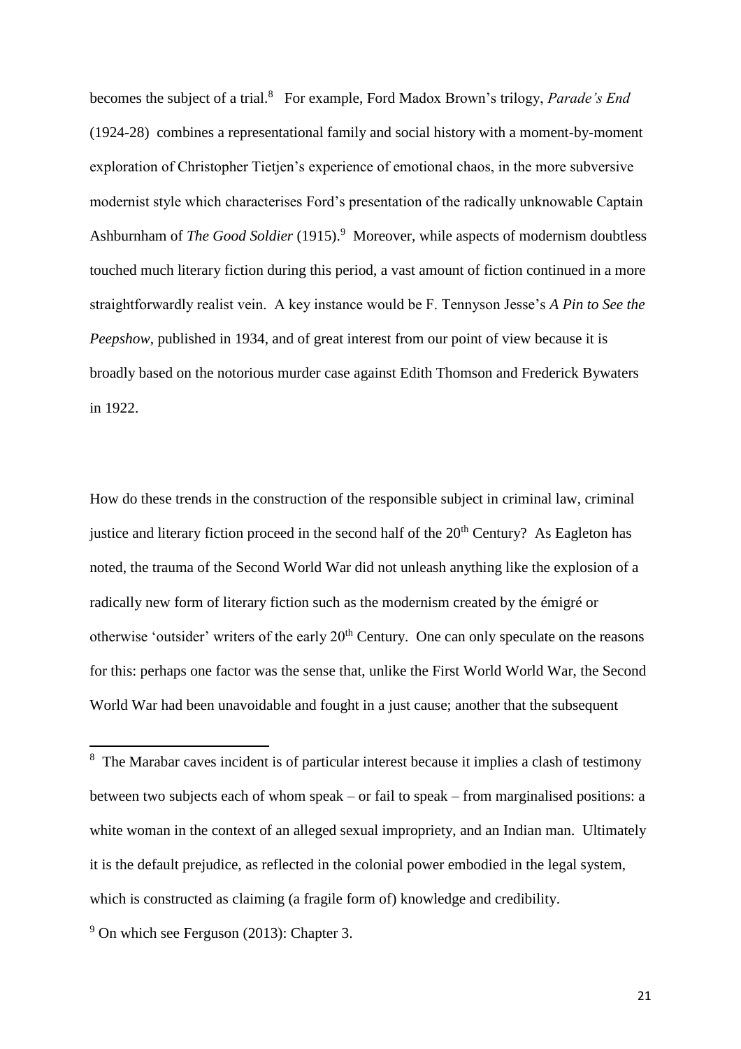becomes the subject of a trial.[8] For example, Ford Madox Brown's trilogy, *Parade's End* (1924-28) combines a representational family and social history with a moment-by-moment exploration of Christopher Tietjen's experience of emotional chaos, in the more subversive modernist style which characterises Ford's presentation of the radically unknowable Captain Ashburnham of *The Good Soldier* (1915).[9] Moreover, while aspects of modernism doubtless touched much literary fiction during this period, a vast amount of fiction continued in a more straightforwardly realist vein. A key instance would be F. Tennyson Jesse's *A Pin to See the Peepshow*, published in 1934, and of great interest from our point of view because it is broadly based on the notorious murder case against Edith Thomson and Frederick Bywaters in 1922.

How do these trends in the construction of the responsible subject in criminal law, criminal justice and literary fiction proceed in the second half of the 20th Century? As Eagleton has noted, the trauma of the Second World War did not unleash anything like the explosion of a radically new form of literary fiction such as the modernism created by the émigré or otherwise 'outsider' writers of the early 20th Century. One can only speculate on the reasons for this: perhaps one factor was the sense that, unlike the First World World War, the Second World War had been unavoidable and fought in a just cause; another that the subsequent

[8] The Marabar caves incident is of particular interest because it implies a clash of testimony between two subjects each of whom speak – or fail to speak – from marginalised positions: a white woman in the context of an alleged sexual impropriety, and an Indian man. Ultimately it is the default prejudice, as reflected in the colonial power embodied in the legal system, which is constructed as claiming (a fragile form of) knowledge and credibility.

[9] On which see Ferguson (2013): Chapter 3.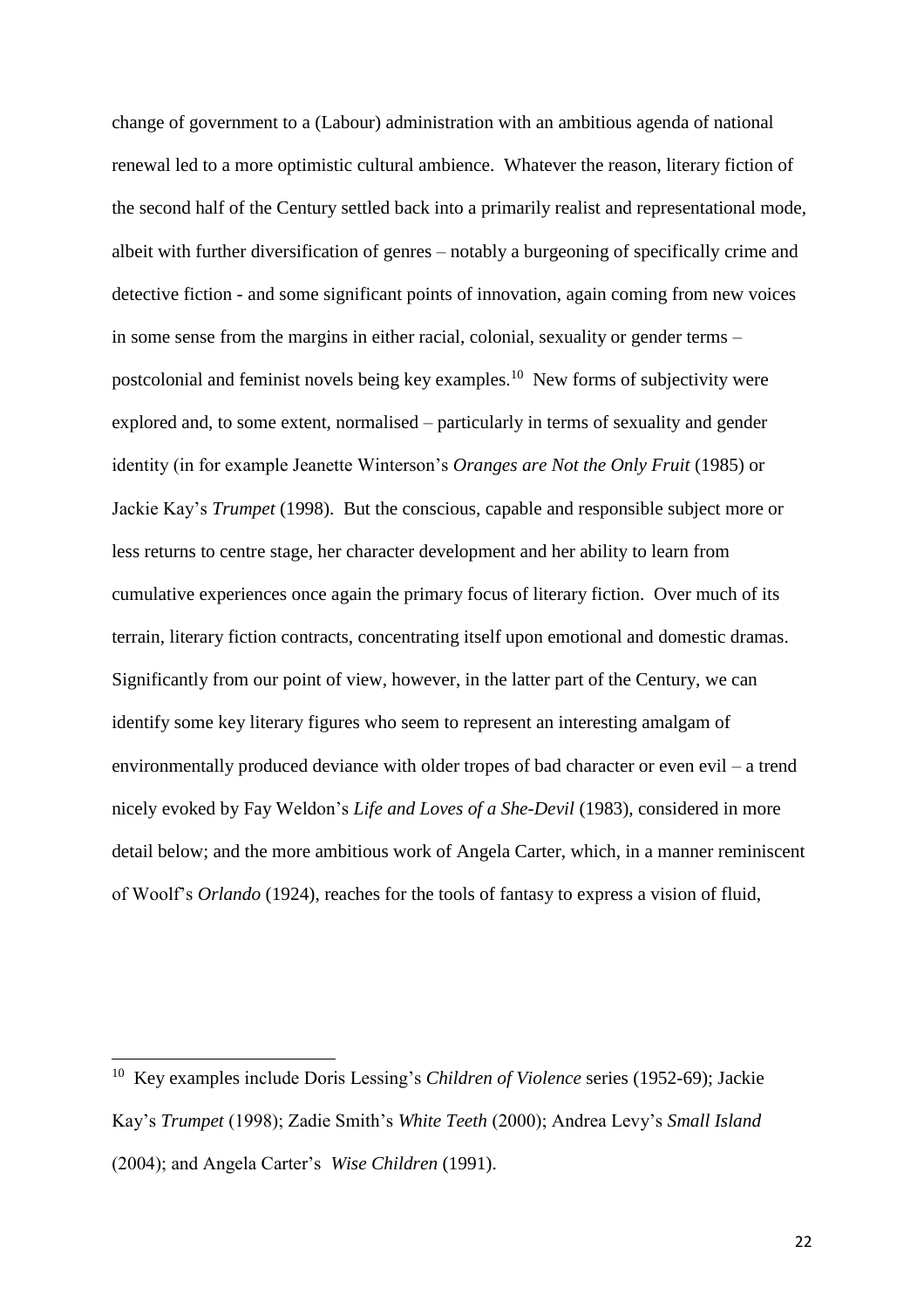change of government to a (Labour) administration with an ambitious agenda of national renewal led to a more optimistic cultural ambience. Whatever the reason, literary fiction of the second half of the Century settled back into a primarily realist and representational mode, albeit with further diversification of genres – notably a burgeoning of specifically crime and detective fiction - and some significant points of innovation, again coming from new voices in some sense from the margins in either racial, colonial, sexuality or gender terms – postcolonial and feminist novels being key examples.[10] New forms of subjectivity were explored and, to some extent, normalised – particularly in terms of sexuality and gender identity (in for example Jeanette Winterson's *Oranges are Not the Only Fruit* (1985) or Jackie Kay's *Trumpet* (1998). But the conscious, capable and responsible subject more or less returns to centre stage, her character development and her ability to learn from cumulative experiences once again the primary focus of literary fiction. Over much of its terrain, literary fiction contracts, concentrating itself upon emotional and domestic dramas. Significantly from our point of view, however, in the latter part of the Century, we can identify some key literary figures who seem to represent an interesting amalgam of environmentally produced deviance with older tropes of bad character or even evil – a trend nicely evoked by Fay Weldon's *Life and Loves of a She-Devil* (1983), considered in more detail below; and the more ambitious work of Angela Carter, which, in a manner reminiscent of Woolf's *Orlando* (1924), reaches for the tools of fantasy to express a vision of fluid,

---

[10] Key examples include Doris Lessing's *Children of Violence* series (1952-69); Jackie Kay's *Trumpet* (1998); Zadie Smith's *White Teeth* (2000); Andrea Levy's *Small Island* (2004); and Angela Carter's *Wise Children* (1991).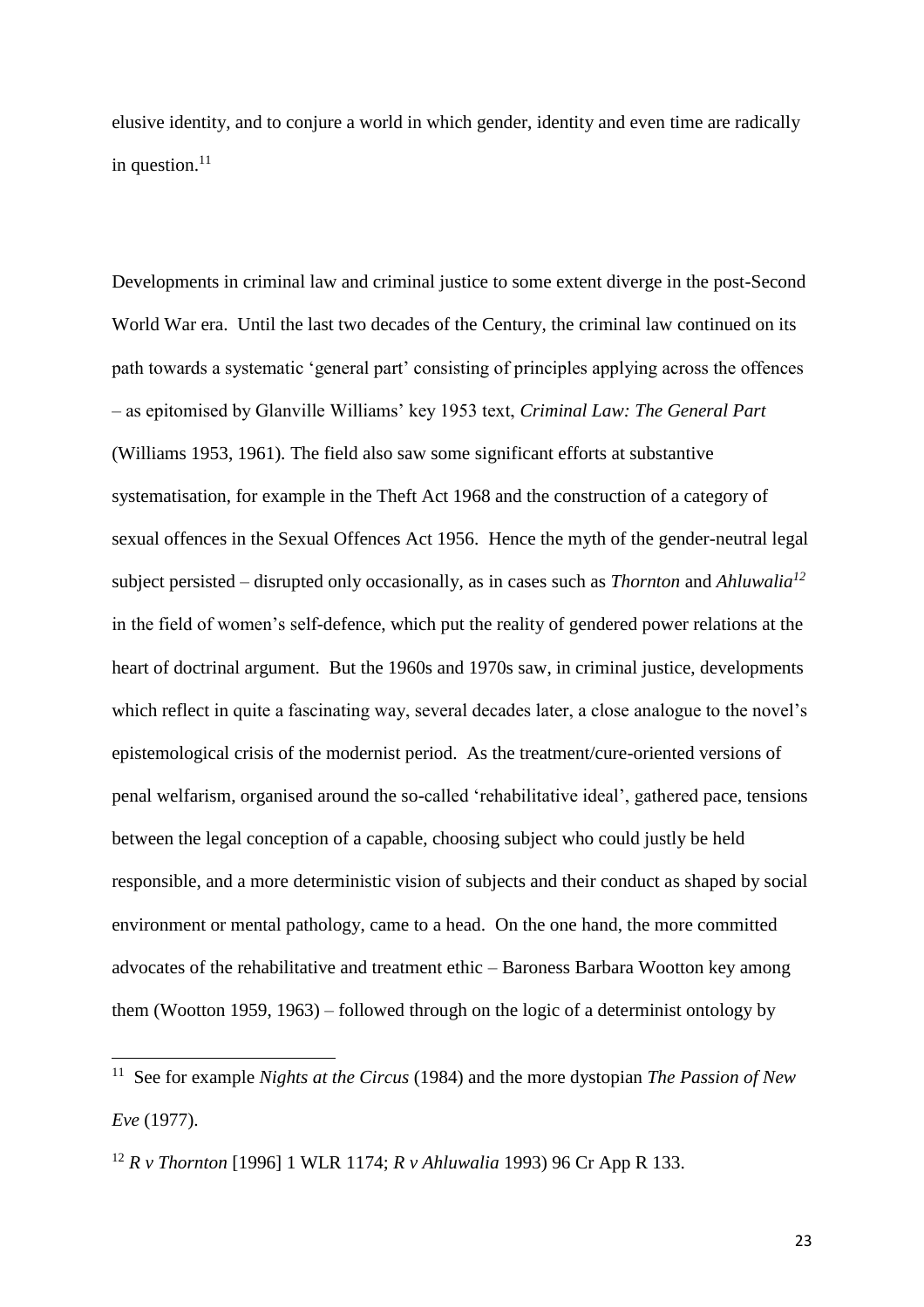elusive identity, and to conjure a world in which gender, identity and even time are radically in question.[11]

Developments in criminal law and criminal justice to some extent diverge in the post-Second World War era. Until the last two decades of the Century, the criminal law continued on its path towards a systematic 'general part' consisting of principles applying across the offences – as epitomised by Glanville Williams' key 1953 text, *Criminal Law: The General Part* (Williams 1953, 1961). The field also saw some significant efforts at substantive systematisation, for example in the Theft Act 1968 and the construction of a category of sexual offences in the Sexual Offences Act 1956. Hence the myth of the gender-neutral legal subject persisted – disrupted only occasionally, as in cases such as *Thornton* and *Ahluwalia*[12] in the field of women's self-defence, which put the reality of gendered power relations at the heart of doctrinal argument. But the 1960s and 1970s saw, in criminal justice, developments which reflect in quite a fascinating way, several decades later, a close analogue to the novel's epistemological crisis of the modernist period. As the treatment/cure-oriented versions of penal welfarism, organised around the so-called 'rehabilitative ideal', gathered pace, tensions between the legal conception of a capable, choosing subject who could justly be held responsible, and a more deterministic vision of subjects and their conduct as shaped by social environment or mental pathology, came to a head. On the one hand, the more committed advocates of the rehabilitative and treatment ethic – Baroness Barbara Wootton key among them (Wootton 1959, 1963) – followed through on the logic of a determinist ontology by

---

[11] See for example *Nights at the Circus* (1984) and the more dystopian *The Passion of New Eve* (1977).

[12] *R v Thornton* [1996] 1 WLR 1174; *R v Ahluwalia* 1993) 96 Cr App R 133.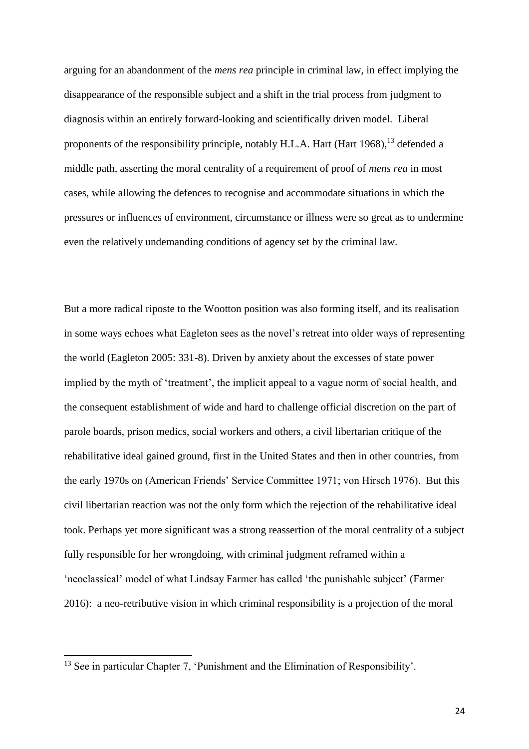arguing for an abandonment of the *mens rea* principle in criminal law, in effect implying the disappearance of the responsible subject and a shift in the trial process from judgment to diagnosis within an entirely forward-looking and scientifically driven model. Liberal proponents of the responsibility principle, notably H.L.A. Hart (Hart 1968),[13] defended a middle path, asserting the moral centrality of a requirement of proof of *mens rea* in most cases, while allowing the defences to recognise and accommodate situations in which the pressures or influences of environment, circumstance or illness were so great as to undermine even the relatively undemanding conditions of agency set by the criminal law.

But a more radical riposte to the Wootton position was also forming itself, and its realisation in some ways echoes what Eagleton sees as the novel's retreat into older ways of representing the world (Eagleton 2005: 331-8). Driven by anxiety about the excesses of state power implied by the myth of 'treatment', the implicit appeal to a vague norm of social health, and the consequent establishment of wide and hard to challenge official discretion on the part of parole boards, prison medics, social workers and others, a civil libertarian critique of the rehabilitative ideal gained ground, first in the United States and then in other countries, from the early 1970s on (American Friends' Service Committee 1971; von Hirsch 1976). But this civil libertarian reaction was not the only form which the rejection of the rehabilitative ideal took. Perhaps yet more significant was a strong reassertion of the moral centrality of a subject fully responsible for her wrongdoing, with criminal judgment reframed within a 'neoclassical' model of what Lindsay Farmer has called 'the punishable subject' (Farmer 2016): a neo-retributive vision in which criminal responsibility is a projection of the moral

[13] See in particular Chapter 7, 'Punishment and the Elimination of Responsibility'.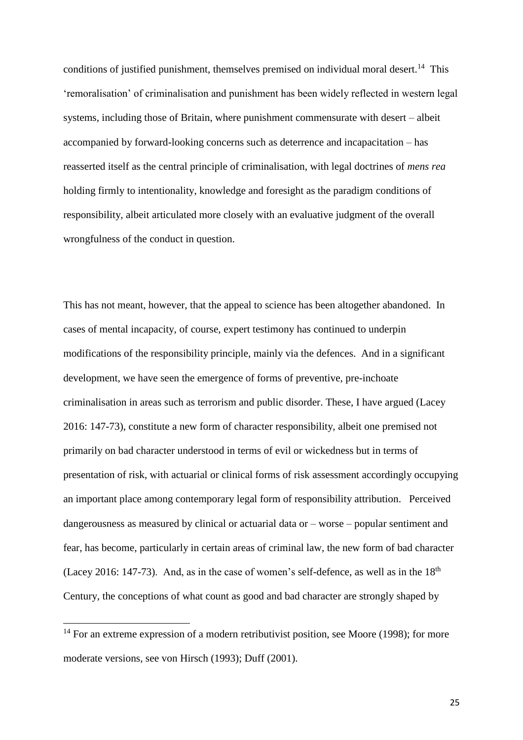conditions of justified punishment, themselves premised on individual moral desert.[14] This 'remoralisation' of criminalisation and punishment has been widely reflected in western legal systems, including those of Britain, where punishment commensurate with desert – albeit accompanied by forward-looking concerns such as deterrence and incapacitation – has reasserted itself as the central principle of criminalisation, with legal doctrines of *mens rea* holding firmly to intentionality, knowledge and foresight as the paradigm conditions of responsibility, albeit articulated more closely with an evaluative judgment of the overall wrongfulness of the conduct in question.

This has not meant, however, that the appeal to science has been altogether abandoned. In cases of mental incapacity, of course, expert testimony has continued to underpin modifications of the responsibility principle, mainly via the defences. And in a significant development, we have seen the emergence of forms of preventive, pre-inchoate criminalisation in areas such as terrorism and public disorder. These, I have argued (Lacey 2016: 147-73), constitute a new form of character responsibility, albeit one premised not primarily on bad character understood in terms of evil or wickedness but in terms of presentation of risk, with actuarial or clinical forms of risk assessment accordingly occupying an important place among contemporary legal form of responsibility attribution. Perceived dangerousness as measured by clinical or actuarial data or – worse – popular sentiment and fear, has become, particularly in certain areas of criminal law, the new form of bad character (Lacey 2016: 147-73). And, as in the case of women's self-defence, as well as in the 18th Century, the conceptions of what count as good and bad character are strongly shaped by

[14] For an extreme expression of a modern retributivist position, see Moore (1998); for more moderate versions, see von Hirsch (1993); Duff (2001).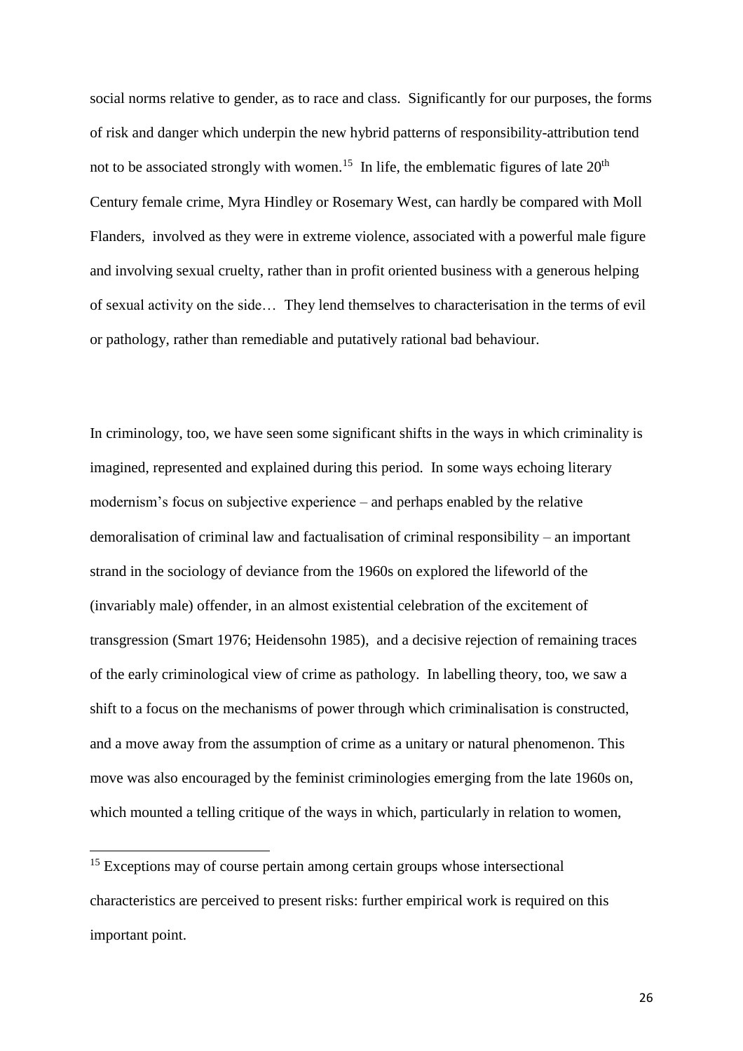social norms relative to gender, as to race and class. Significantly for our purposes, the forms of risk and danger which underpin the new hybrid patterns of responsibility-attribution tend not to be associated strongly with women.[15] In life, the emblematic figures of late 20$^{th}$ Century female crime, Myra Hindley or Rosemary West, can hardly be compared with Moll Flanders, involved as they were in extreme violence, associated with a powerful male figure and involving sexual cruelty, rather than in profit oriented business with a generous helping of sexual activity on the side… They lend themselves to characterisation in the terms of evil or pathology, rather than remediable and putatively rational bad behaviour.

In criminology, too, we have seen some significant shifts in the ways in which criminality is imagined, represented and explained during this period. In some ways echoing literary modernism's focus on subjective experience – and perhaps enabled by the relative demoralisation of criminal law and factualisation of criminal responsibility – an important strand in the sociology of deviance from the 1960s on explored the lifeworld of the (invariably male) offender, in an almost existential celebration of the excitement of transgression (Smart 1976; Heidensohn 1985), and a decisive rejection of remaining traces of the early criminological view of crime as pathology. In labelling theory, too, we saw a shift to a focus on the mechanisms of power through which criminalisation is constructed, and a move away from the assumption of crime as a unitary or natural phenomenon. This move was also encouraged by the feminist criminologies emerging from the late 1960s on, which mounted a telling critique of the ways in which, particularly in relation to women,

---

[15] Exceptions may of course pertain among certain groups whose intersectional characteristics are perceived to present risks: further empirical work is required on this important point.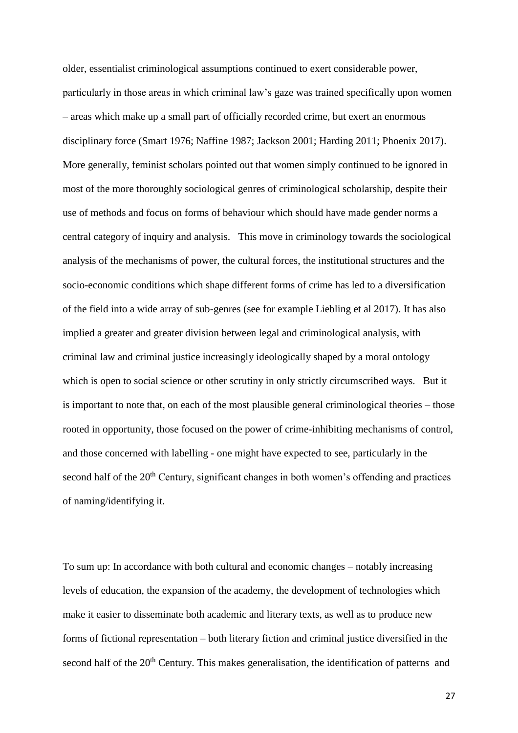older, essentialist criminological assumptions continued to exert considerable power, particularly in those areas in which criminal law's gaze was trained specifically upon women – areas which make up a small part of officially recorded crime, but exert an enormous disciplinary force (Smart 1976; Naffine 1987; Jackson 2001; Harding 2011; Phoenix 2017). More generally, feminist scholars pointed out that women simply continued to be ignored in most of the more thoroughly sociological genres of criminological scholarship, despite their use of methods and focus on forms of behaviour which should have made gender norms a central category of inquiry and analysis. This move in criminology towards the sociological analysis of the mechanisms of power, the cultural forces, the institutional structures and the socio-economic conditions which shape different forms of crime has led to a diversification of the field into a wide array of sub-genres (see for example Liebling et al 2017). It has also implied a greater and greater division between legal and criminological analysis, with criminal law and criminal justice increasingly ideologically shaped by a moral ontology which is open to social science or other scrutiny in only strictly circumscribed ways. But it is important to note that, on each of the most plausible general criminological theories – those rooted in opportunity, those focused on the power of crime-inhibiting mechanisms of control, and those concerned with labelling - one might have expected to see, particularly in the second half of the 20th Century, significant changes in both women's offending and practices of naming/identifying it.

To sum up: In accordance with both cultural and economic changes – notably increasing levels of education, the expansion of the academy, the development of technologies which make it easier to disseminate both academic and literary texts, as well as to produce new forms of fictional representation – both literary fiction and criminal justice diversified in the second half of the 20th Century. This makes generalisation, the identification of patterns and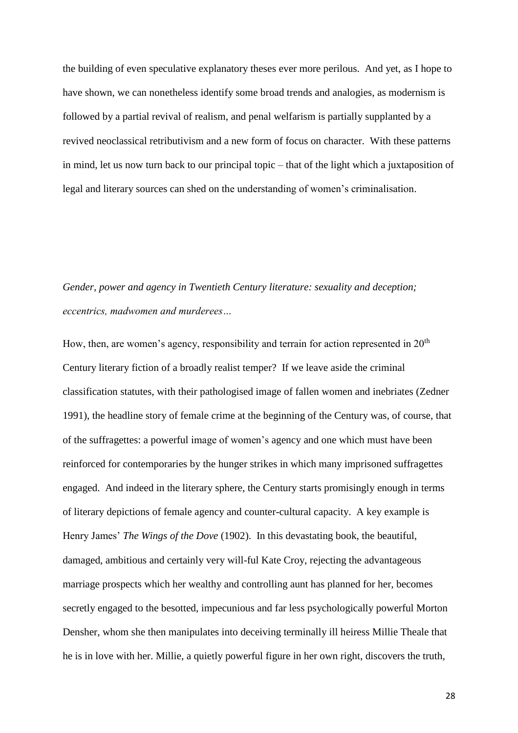the building of even speculative explanatory theses ever more perilous. And yet, as I hope to have shown, we can nonetheless identify some broad trends and analogies, as modernism is followed by a partial revival of realism, and penal welfarism is partially supplanted by a revived neoclassical retributivism and a new form of focus on character. With these patterns in mind, let us now turn back to our principal topic – that of the light which a juxtaposition of legal and literary sources can shed on the understanding of women's criminalisation.

*Gender, power and agency in Twentieth Century literature: sexuality and deception; eccentrics, madwomen and murderees…*

How, then, are women's agency, responsibility and terrain for action represented in 20th Century literary fiction of a broadly realist temper? If we leave aside the criminal classification statutes, with their pathologised image of fallen women and inebriates (Zedner 1991), the headline story of female crime at the beginning of the Century was, of course, that of the suffragettes: a powerful image of women's agency and one which must have been reinforced for contemporaries by the hunger strikes in which many imprisoned suffragettes engaged. And indeed in the literary sphere, the Century starts promisingly enough in terms of literary depictions of female agency and counter-cultural capacity. A key example is Henry James' *The Wings of the Dove* (1902). In this devastating book, the beautiful, damaged, ambitious and certainly very will-ful Kate Croy, rejecting the advantageous marriage prospects which her wealthy and controlling aunt has planned for her, becomes secretly engaged to the besotted, impecunious and far less psychologically powerful Morton Densher, whom she then manipulates into deceiving terminally ill heiress Millie Theale that he is in love with her. Millie, a quietly powerful figure in her own right, discovers the truth,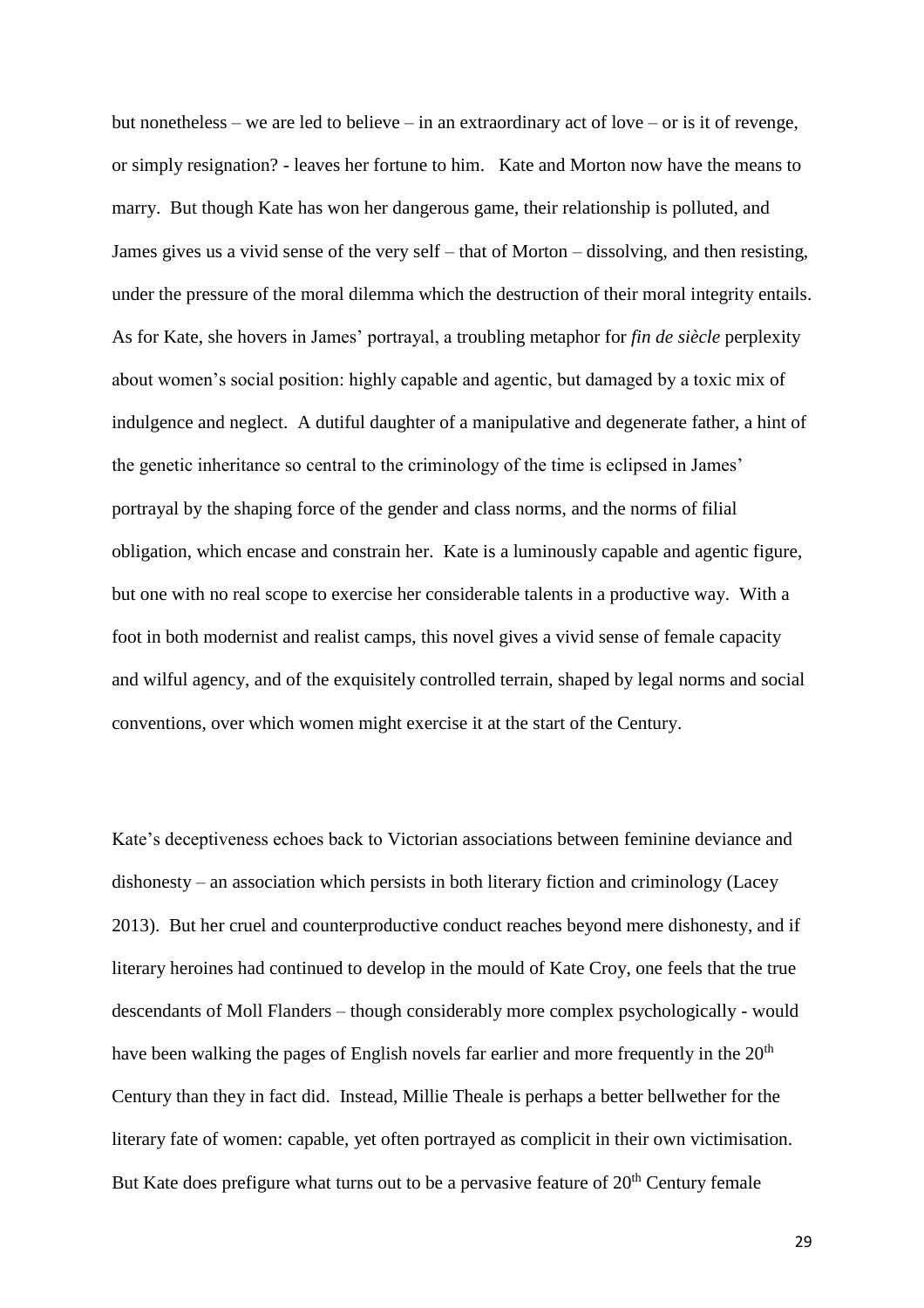but nonetheless – we are led to believe – in an extraordinary act of love – or is it of revenge, or simply resignation? - leaves her fortune to him. Kate and Morton now have the means to marry. But though Kate has won her dangerous game, their relationship is polluted, and James gives us a vivid sense of the very self – that of Morton – dissolving, and then resisting, under the pressure of the moral dilemma which the destruction of their moral integrity entails. As for Kate, she hovers in James' portrayal, a troubling metaphor for *fin de siècle* perplexity about women's social position: highly capable and agentic, but damaged by a toxic mix of indulgence and neglect. A dutiful daughter of a manipulative and degenerate father, a hint of the genetic inheritance so central to the criminology of the time is eclipsed in James' portrayal by the shaping force of the gender and class norms, and the norms of filial obligation, which encase and constrain her. Kate is a luminously capable and agentic figure, but one with no real scope to exercise her considerable talents in a productive way. With a foot in both modernist and realist camps, this novel gives a vivid sense of female capacity and wilful agency, and of the exquisitely controlled terrain, shaped by legal norms and social conventions, over which women might exercise it at the start of the Century.

Kate's deceptiveness echoes back to Victorian associations between feminine deviance and dishonesty – an association which persists in both literary fiction and criminology (Lacey 2013). But her cruel and counterproductive conduct reaches beyond mere dishonesty, and if literary heroines had continued to develop in the mould of Kate Croy, one feels that the true descendants of Moll Flanders – though considerably more complex psychologically - would have been walking the pages of English novels far earlier and more frequently in the 20th Century than they in fact did. Instead, Millie Theale is perhaps a better bellwether for the literary fate of women: capable, yet often portrayed as complicit in their own victimisation. But Kate does prefigure what turns out to be a pervasive feature of 20th Century female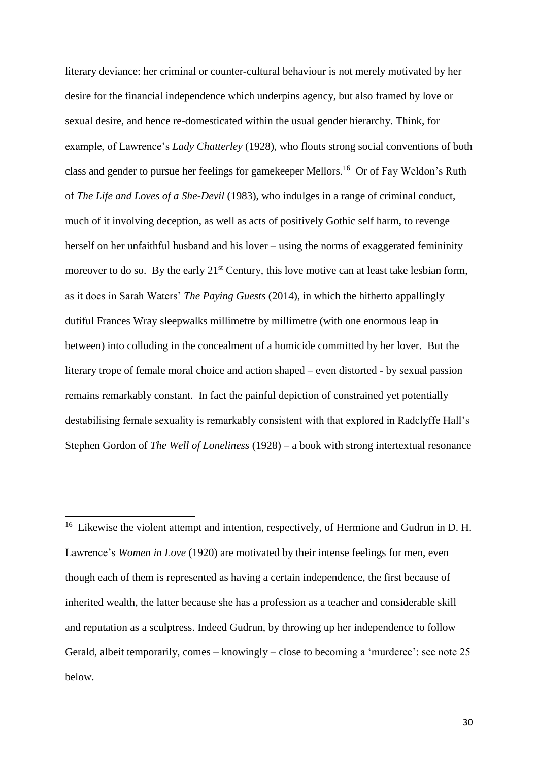literary deviance: her criminal or counter-cultural behaviour is not merely motivated by her desire for the financial independence which underpins agency, but also framed by love or sexual desire, and hence re-domesticated within the usual gender hierarchy. Think, for example, of Lawrence's *Lady Chatterley* (1928), who flouts strong social conventions of both class and gender to pursue her feelings for gamekeeper Mellors.[16] Or of Fay Weldon's Ruth of *The Life and Loves of a She-Devil* (1983), who indulges in a range of criminal conduct, much of it involving deception, as well as acts of positively Gothic self harm, to revenge herself on her unfaithful husband and his lover – using the norms of exaggerated femininity moreover to do so. By the early 21st Century, this love motive can at least take lesbian form, as it does in Sarah Waters' *The Paying Guests* (2014), in which the hitherto appallingly dutiful Frances Wray sleepwalks millimetre by millimetre (with one enormous leap in between) into colluding in the concealment of a homicide committed by her lover. But the literary trope of female moral choice and action shaped – even distorted - by sexual passion remains remarkably constant. In fact the painful depiction of constrained yet potentially destabilising female sexuality is remarkably consistent with that explored in Radclyffe Hall's Stephen Gordon of *The Well of Loneliness* (1928) – a book with strong intertextual resonance

---

[16] Likewise the violent attempt and intention, respectively, of Hermione and Gudrun in D. H. Lawrence's *Women in Love* (1920) are motivated by their intense feelings for men, even though each of them is represented as having a certain independence, the first because of inherited wealth, the latter because she has a profession as a teacher and considerable skill and reputation as a sculptress. Indeed Gudrun, by throwing up her independence to follow Gerald, albeit temporarily, comes – knowingly – close to becoming a 'murderee': see note 25 below.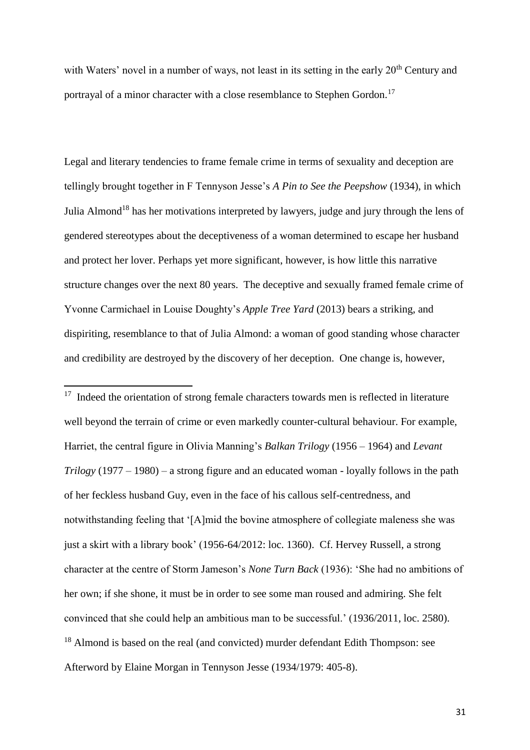with Waters' novel in a number of ways, not least in its setting in the early 20th Century and portrayal of a minor character with a close resemblance to Stephen Gordon.[17]

Legal and literary tendencies to frame female crime in terms of sexuality and deception are tellingly brought together in F Tennyson Jesse's *A Pin to See the Peepshow* (1934), in which Julia Almond[18] has her motivations interpreted by lawyers, judge and jury through the lens of gendered stereotypes about the deceptiveness of a woman determined to escape her husband and protect her lover. Perhaps yet more significant, however, is how little this narrative structure changes over the next 80 years. The deceptive and sexually framed female crime of Yvonne Carmichael in Louise Doughty's *Apple Tree Yard* (2013) bears a striking, and dispiriting, resemblance to that of Julia Almond: a woman of good standing whose character and credibility are destroyed by the discovery of her deception. One change is, however,

---

[17] Indeed the orientation of strong female characters towards men is reflected in literature well beyond the terrain of crime or even markedly counter-cultural behaviour. For example, Harriet, the central figure in Olivia Manning's *Balkan Trilogy* (1956 – 1964) and *Levant Trilogy* (1977 – 1980) – a strong figure and an educated woman - loyally follows in the path of her feckless husband Guy, even in the face of his callous self-centredness, and notwithstanding feeling that '[A]mid the bovine atmosphere of collegiate maleness she was just a skirt with a library book' (1956-64/2012: loc. 1360). Cf. Hervey Russell, a strong character at the centre of Storm Jameson's *None Turn Back* (1936): 'She had no ambitions of her own; if she shone, it must be in order to see some man roused and admiring. She felt convinced that she could help an ambitious man to be successful.' (1936/2011, loc. 2580).

[18] Almond is based on the real (and convicted) murder defendant Edith Thompson: see Afterword by Elaine Morgan in Tennyson Jesse (1934/1979: 405-8).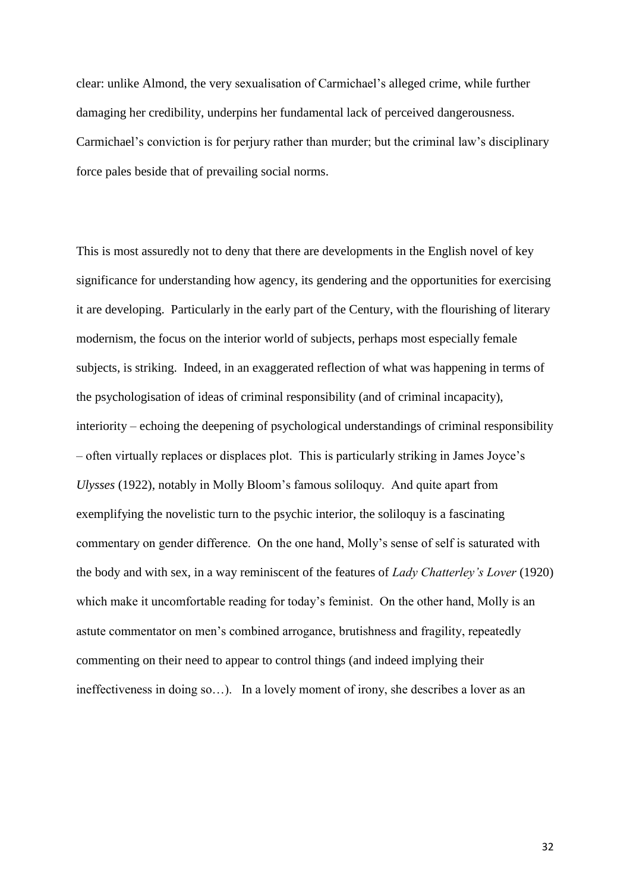clear: unlike Almond, the very sexualisation of Carmichael's alleged crime, while further damaging her credibility, underpins her fundamental lack of perceived dangerousness. Carmichael's conviction is for perjury rather than murder; but the criminal law's disciplinary force pales beside that of prevailing social norms.

This is most assuredly not to deny that there are developments in the English novel of key significance for understanding how agency, its gendering and the opportunities for exercising it are developing. Particularly in the early part of the Century, with the flourishing of literary modernism, the focus on the interior world of subjects, perhaps most especially female subjects, is striking. Indeed, in an exaggerated reflection of what was happening in terms of the psychologisation of ideas of criminal responsibility (and of criminal incapacity), interiority – echoing the deepening of psychological understandings of criminal responsibility – often virtually replaces or displaces plot. This is particularly striking in James Joyce's *Ulysses* (1922), notably in Molly Bloom's famous soliloquy. And quite apart from exemplifying the novelistic turn to the psychic interior, the soliloquy is a fascinating commentary on gender difference. On the one hand, Molly's sense of self is saturated with the body and with sex, in a way reminiscent of the features of *Lady Chatterley's Lover* (1920) which make it uncomfortable reading for today's feminist. On the other hand, Molly is an astute commentator on men's combined arrogance, brutishness and fragility, repeatedly commenting on their need to appear to control things (and indeed implying their ineffectiveness in doing so…). In a lovely moment of irony, she describes a lover as an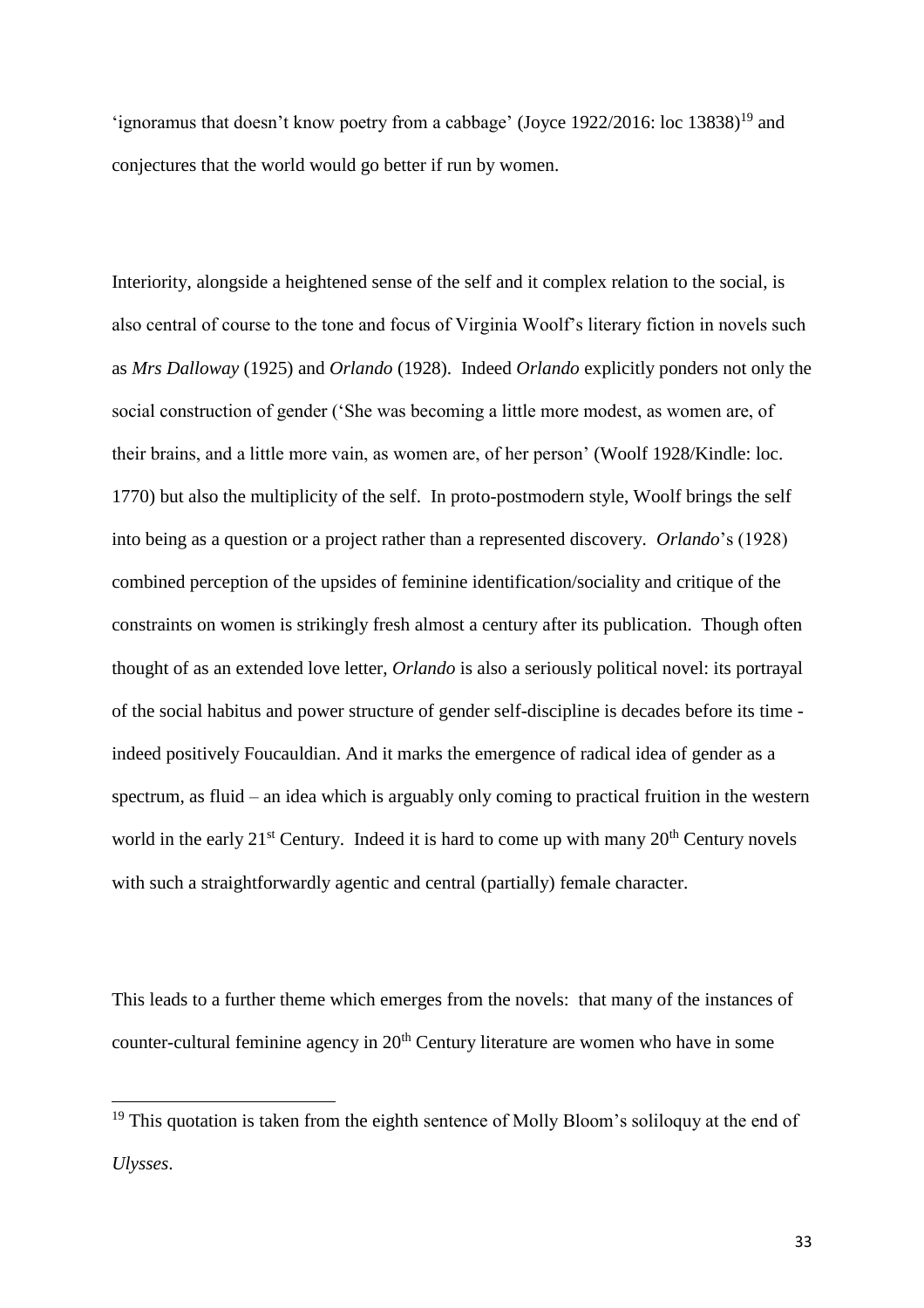'ignoramus that doesn't know poetry from a cabbage' (Joyce 1922/2016: loc 13838)[19] and conjectures that the world would go better if run by women.

Interiority, alongside a heightened sense of the self and it complex relation to the social, is also central of course to the tone and focus of Virginia Woolf's literary fiction in novels such as *Mrs Dalloway* (1925) and *Orlando* (1928). Indeed *Orlando* explicitly ponders not only the social construction of gender ('She was becoming a little more modest, as women are, of their brains, and a little more vain, as women are, of her person' (Woolf 1928/Kindle: loc. 1770) but also the multiplicity of the self. In proto-postmodern style, Woolf brings the self into being as a question or a project rather than a represented discovery. *Orlando*'s (1928) combined perception of the upsides of feminine identification/sociality and critique of the constraints on women is strikingly fresh almost a century after its publication. Though often thought of as an extended love letter, *Orlando* is also a seriously political novel: its portrayal of the social habitus and power structure of gender self-discipline is decades before its time - indeed positively Foucauldian. And it marks the emergence of radical idea of gender as a spectrum, as fluid – an idea which is arguably only coming to practical fruition in the western world in the early 21st Century. Indeed it is hard to come up with many 20th Century novels with such a straightforwardly agentic and central (partially) female character.

This leads to a further theme which emerges from the novels: that many of the instances of counter-cultural feminine agency in 20th Century literature are women who have in some

[19] This quotation is taken from the eighth sentence of Molly Bloom's soliloquy at the end of *Ulysses*.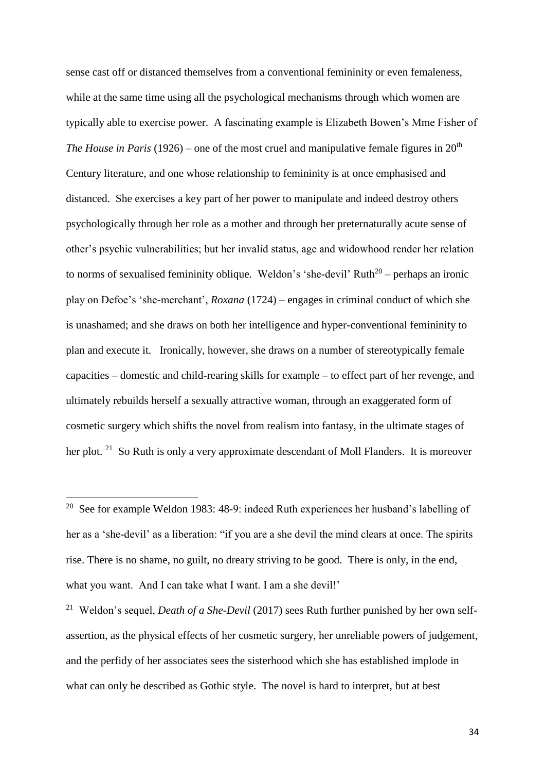sense cast off or distanced themselves from a conventional femininity or even femaleness, while at the same time using all the psychological mechanisms through which women are typically able to exercise power. A fascinating example is Elizabeth Bowen's Mme Fisher of *The House in Paris* (1926) – one of the most cruel and manipulative female figures in 20th Century literature, and one whose relationship to femininity is at once emphasised and distanced. She exercises a key part of her power to manipulate and indeed destroy others psychologically through her role as a mother and through her preternaturally acute sense of other's psychic vulnerabilities; but her invalid status, age and widowhood render her relation to norms of sexualised femininity oblique. Weldon's 'she-devil' Ruth[20] – perhaps an ironic play on Defoe's 'she-merchant', *Roxana* (1724) – engages in criminal conduct of which she is unashamed; and she draws on both her intelligence and hyper-conventional femininity to plan and execute it. Ironically, however, she draws on a number of stereotypically female capacities – domestic and child-rearing skills for example – to effect part of her revenge, and ultimately rebuilds herself a sexually attractive woman, through an exaggerated form of cosmetic surgery which shifts the novel from realism into fantasy, in the ultimate stages of her plot. [21] So Ruth is only a very approximate descendant of Moll Flanders. It is moreover

---

[20] See for example Weldon 1983: 48-9: indeed Ruth experiences her husband's labelling of her as a 'she-devil' as a liberation: "if you are a she devil the mind clears at once. The spirits rise. There is no shame, no guilt, no dreary striving to be good. There is only, in the end, what you want. And I can take what I want. I am a she devil!'

[21] Weldon's sequel, *Death of a She-Devil* (2017) sees Ruth further punished by her own self-assertion, as the physical effects of her cosmetic surgery, her unreliable powers of judgement, and the perfidy of her associates sees the sisterhood which she has established implode in what can only be described as Gothic style. The novel is hard to interpret, but at best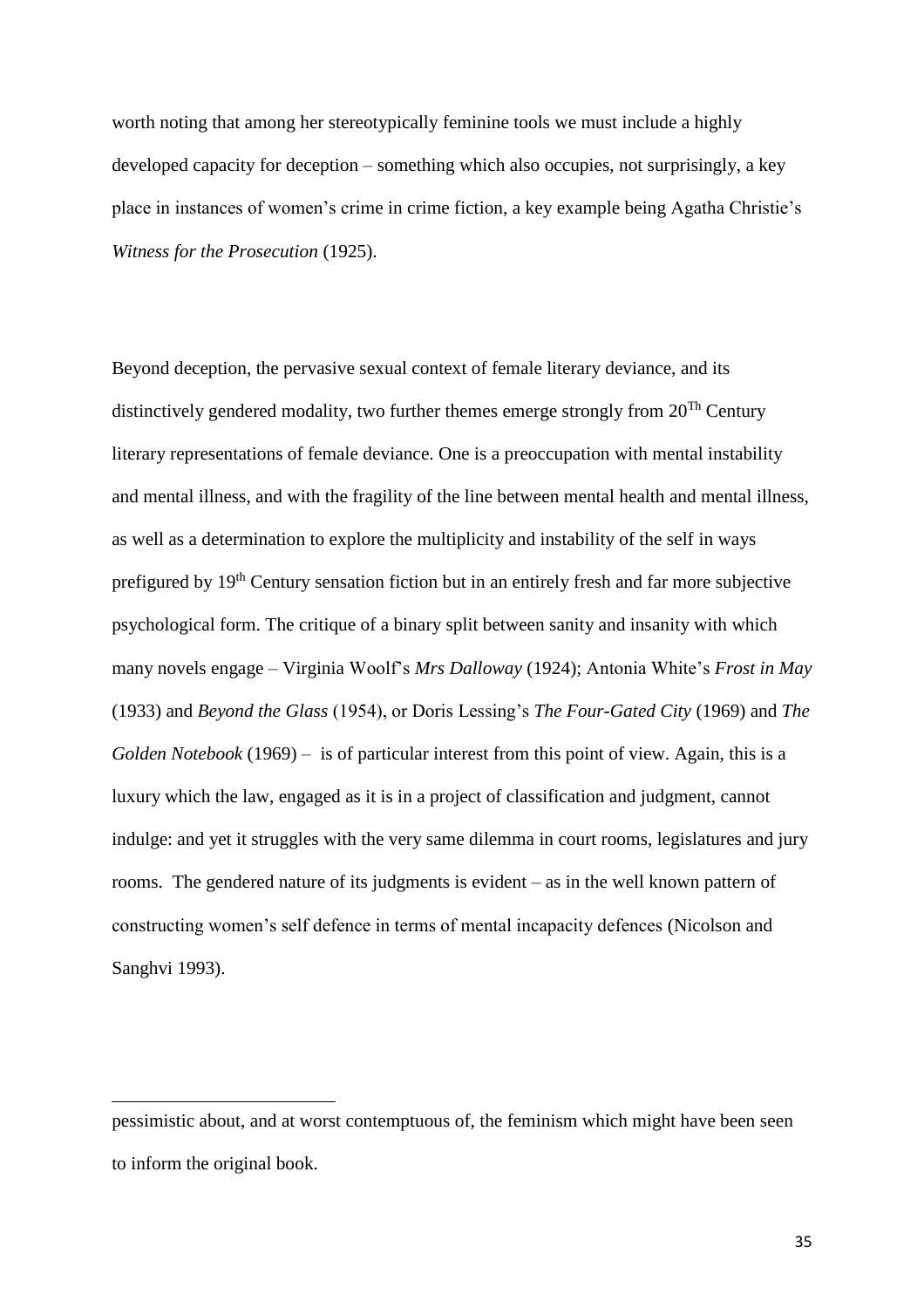worth noting that among her stereotypically feminine tools we must include a highly developed capacity for deception – something which also occupies, not surprisingly, a key place in instances of women's crime in crime fiction, a key example being Agatha Christie's *Witness for the Prosecution* (1925).

Beyond deception, the pervasive sexual context of female literary deviance, and its distinctively gendered modality, two further themes emerge strongly from 20[Th] Century literary representations of female deviance. One is a preoccupation with mental instability and mental illness, and with the fragility of the line between mental health and mental illness, as well as a determination to explore the multiplicity and instability of the self in ways prefigured by 19[th] Century sensation fiction but in an entirely fresh and far more subjective psychological form. The critique of a binary split between sanity and insanity with which many novels engage – Virginia Woolf's *Mrs Dalloway* (1924); Antonia White's *Frost in May* (1933) and *Beyond the Glass* (1954), or Doris Lessing's *The Four-Gated City* (1969) and *The Golden Notebook* (1969) – is of particular interest from this point of view. Again, this is a luxury which the law, engaged as it is in a project of classification and judgment, cannot indulge: and yet it struggles with the very same dilemma in court rooms, legislatures and jury rooms. The gendered nature of its judgments is evident – as in the well known pattern of constructing women's self defence in terms of mental incapacity defences (Nicolson and Sanghvi 1993).

---

pessimistic about, and at worst contemptuous of, the feminism which might have been seen to inform the original book.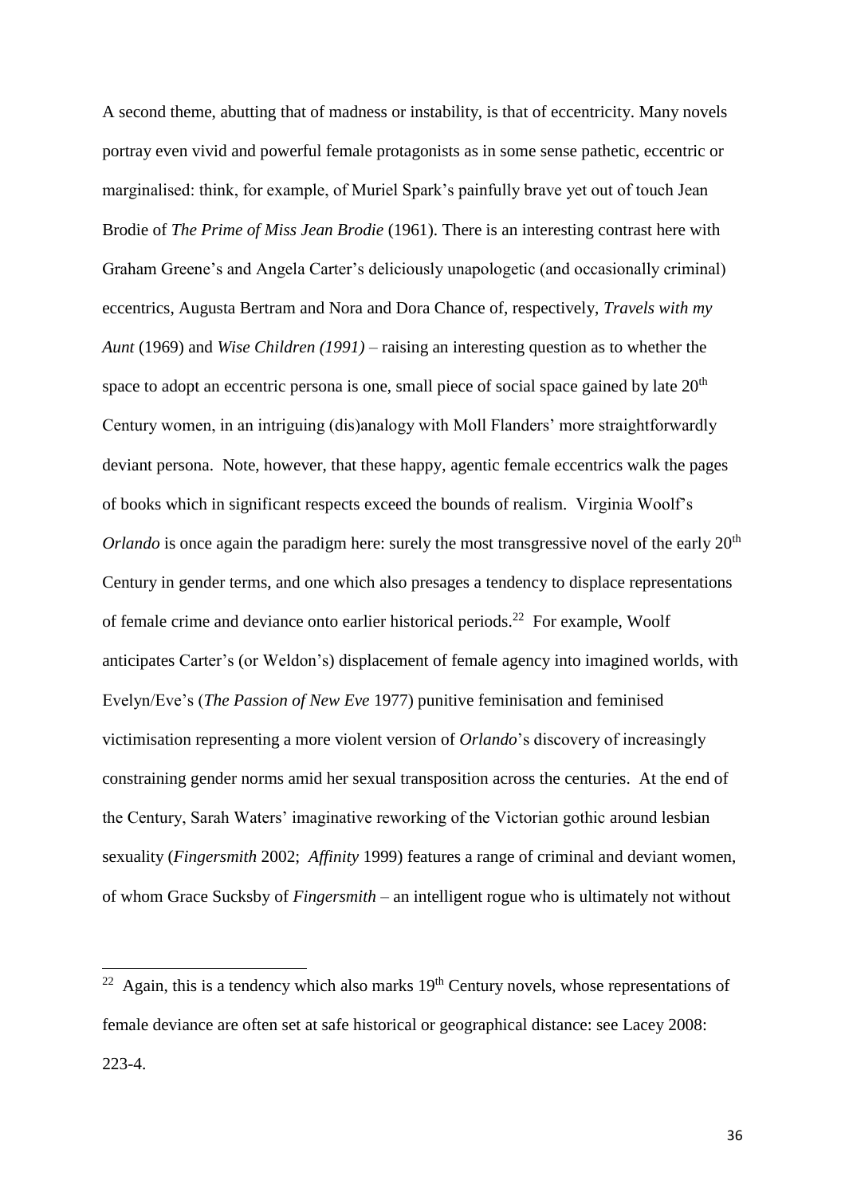A second theme, abutting that of madness or instability, is that of eccentricity. Many novels portray even vivid and powerful female protagonists as in some sense pathetic, eccentric or marginalised: think, for example, of Muriel Spark's painfully brave yet out of touch Jean Brodie of *The Prime of Miss Jean Brodie* (1961). There is an interesting contrast here with Graham Greene's and Angela Carter's deliciously unapologetic (and occasionally criminal) eccentrics, Augusta Bertram and Nora and Dora Chance of, respectively, *Travels with my Aunt* (1969) and *Wise Children (1991)* – raising an interesting question as to whether the space to adopt an eccentric persona is one, small piece of social space gained by late 20th Century women, in an intriguing (dis)analogy with Moll Flanders' more straightforwardly deviant persona. Note, however, that these happy, agentic female eccentrics walk the pages of books which in significant respects exceed the bounds of realism. Virginia Woolf's *Orlando* is once again the paradigm here: surely the most transgressive novel of the early 20th Century in gender terms, and one which also presages a tendency to displace representations of female crime and deviance onto earlier historical periods.[22] For example, Woolf anticipates Carter's (or Weldon's) displacement of female agency into imagined worlds, with Evelyn/Eve's (*The Passion of New Eve* 1977) punitive feminisation and feminised victimisation representing a more violent version of *Orlando*'s discovery of increasingly constraining gender norms amid her sexual transposition across the centuries. At the end of the Century, Sarah Waters' imaginative reworking of the Victorian gothic around lesbian sexuality (*Fingersmith* 2002; *Affinity* 1999) features a range of criminal and deviant women, of whom Grace Sucksby of *Fingersmith* – an intelligent rogue who is ultimately not without

---

[22] Again, this is a tendency which also marks 19th Century novels, whose representations of female deviance are often set at safe historical or geographical distance: see Lacey 2008: 223-4.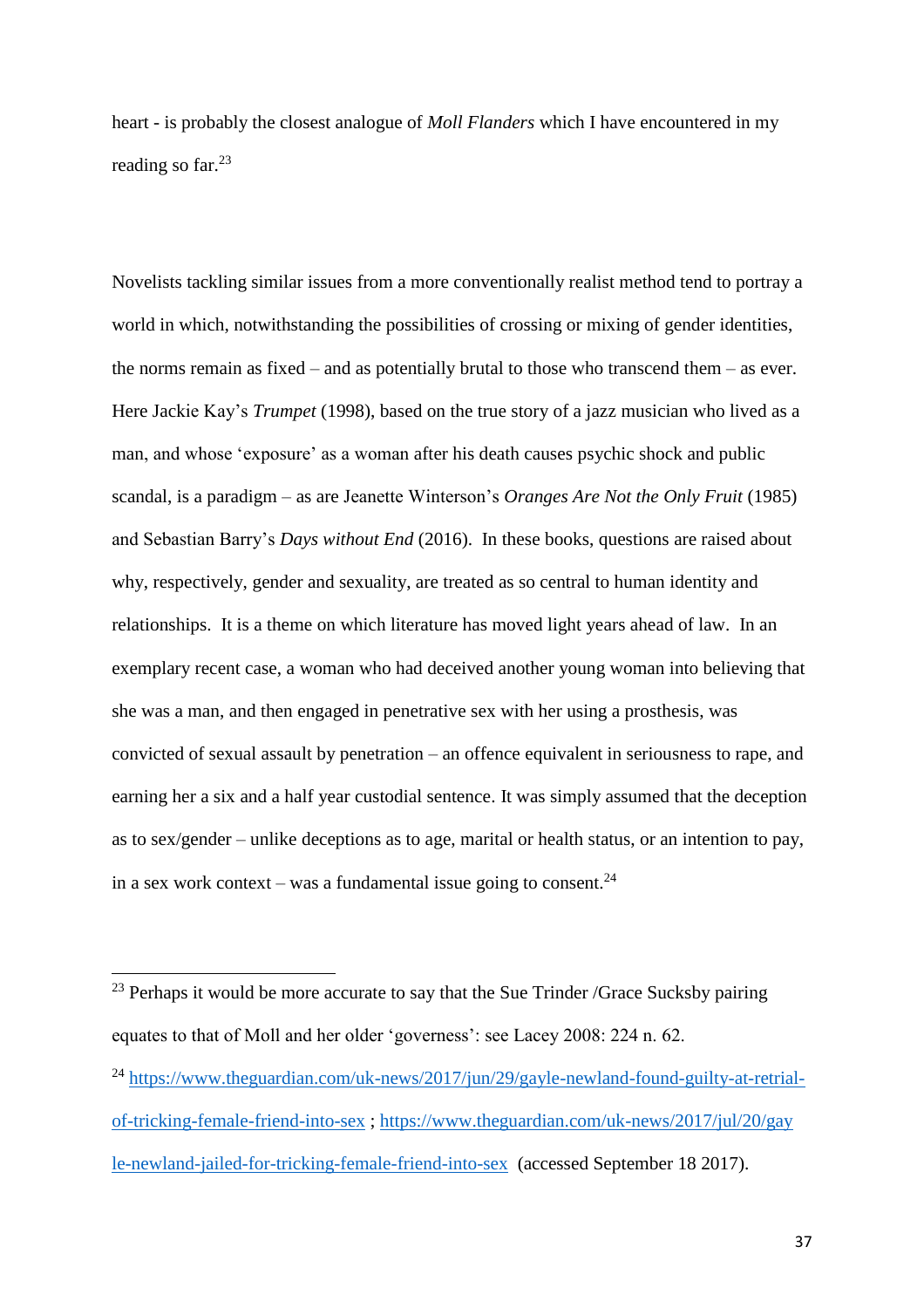heart - is probably the closest analogue of *Moll Flanders* which I have encountered in my reading so far.[23]

Novelists tackling similar issues from a more conventionally realist method tend to portray a world in which, notwithstanding the possibilities of crossing or mixing of gender identities, the norms remain as fixed – and as potentially brutal to those who transcend them – as ever. Here Jackie Kay's *Trumpet* (1998), based on the true story of a jazz musician who lived as a man, and whose 'exposure' as a woman after his death causes psychic shock and public scandal, is a paradigm – as are Jeanette Winterson's *Oranges Are Not the Only Fruit* (1985) and Sebastian Barry's *Days without End* (2016). In these books, questions are raised about why, respectively, gender and sexuality, are treated as so central to human identity and relationships. It is a theme on which literature has moved light years ahead of law. In an exemplary recent case, a woman who had deceived another young woman into believing that she was a man, and then engaged in penetrative sex with her using a prosthesis, was convicted of sexual assault by penetration – an offence equivalent in seriousness to rape, and earning her a six and a half year custodial sentence. It was simply assumed that the deception as to sex/gender – unlike deceptions as to age, marital or health status, or an intention to pay, in a sex work context – was a fundamental issue going to consent.[24]

---

[23] Perhaps it would be more accurate to say that the Sue Trinder /Grace Sucksby pairing equates to that of Moll and her older 'governess': see Lacey 2008: 224 n. 62.

[24] https://www.theguardian.com/uk-news/2017/jun/29/gayle-newland-found-guilty-at-retrial-of-tricking-female-friend-into-sex ; https://www.theguardian.com/uk-news/2017/jul/20/gayle-newland-jailed-for-tricking-female-friend-into-sex (accessed September 18 2017).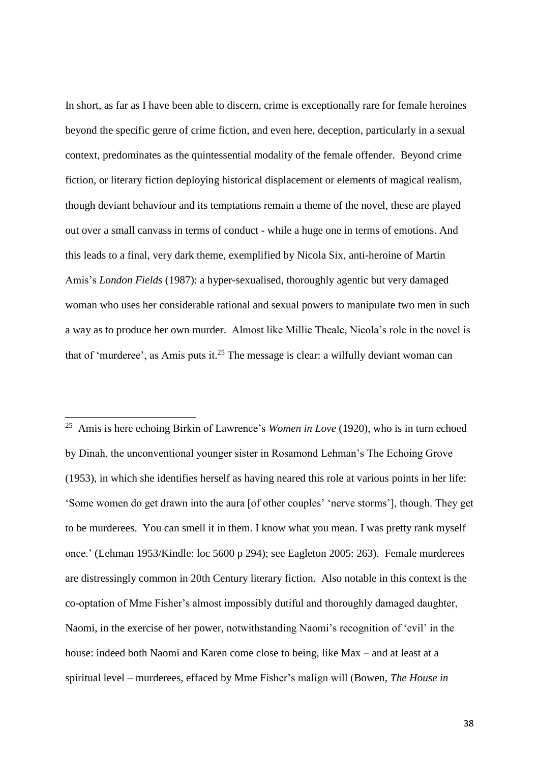In short, as far as I have been able to discern, crime is exceptionally rare for female heroines beyond the specific genre of crime fiction, and even here, deception, particularly in a sexual context, predominates as the quintessential modality of the female offender. Beyond crime fiction, or literary fiction deploying historical displacement or elements of magical realism, though deviant behaviour and its temptations remain a theme of the novel, these are played out over a small canvass in terms of conduct - while a huge one in terms of emotions. And this leads to a final, very dark theme, exemplified by Nicola Six, anti-heroine of Martin Amis's *London Fields* (1987): a hyper-sexualised, thoroughly agentic but very damaged woman who uses her considerable rational and sexual powers to manipulate two men in such a way as to produce her own murder. Almost like Millie Theale, Nicola's role in the novel is that of 'murderee', as Amis puts it.[25] The message is clear: a wilfully deviant woman can

---

[25] Amis is here echoing Birkin of Lawrence's *Women in Love* (1920), who is in turn echoed by Dinah, the unconventional younger sister in Rosamond Lehman's The Echoing Grove (1953), in which she identifies herself as having neared this role at various points in her life: 'Some women do get drawn into the aura [of other couples' 'nerve storms'], though. They get to be murderees. You can smell it in them. I know what you mean. I was pretty rank myself once.' (Lehman 1953/Kindle: loc 5600 p 294); see Eagleton 2005: 263). Female murderees are distressingly common in 20th Century literary fiction. Also notable in this context is the co-optation of Mme Fisher's almost impossibly dutiful and thoroughly damaged daughter, Naomi, in the exercise of her power, notwithstanding Naomi's recognition of 'evil' in the house: indeed both Naomi and Karen come close to being, like Max – and at least at a spiritual level – murderees, effaced by Mme Fisher's malign will (Bowen, *The House in*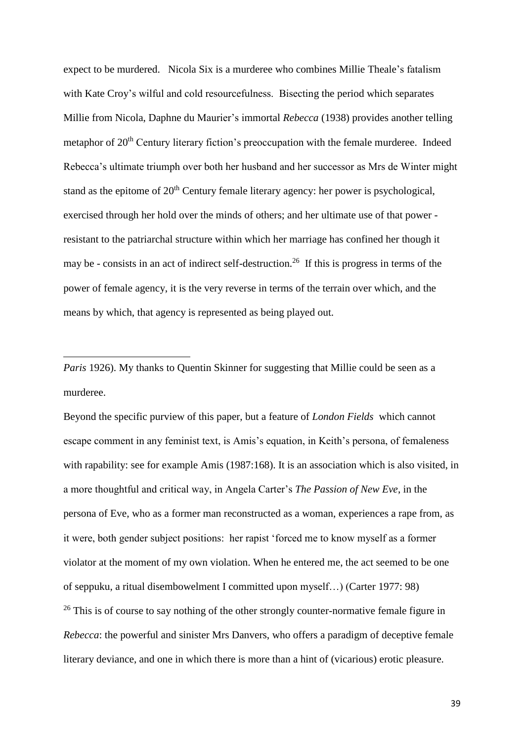expect to be murdered. Nicola Six is a murderee who combines Millie Theale's fatalism with Kate Croy's wilful and cold resourcefulness. Bisecting the period which separates Millie from Nicola, Daphne du Maurier's immortal *Rebecca* (1938) provides another telling metaphor of 20th Century literary fiction's preoccupation with the female murderee. Indeed Rebecca's ultimate triumph over both her husband and her successor as Mrs de Winter might stand as the epitome of 20th Century female literary agency: her power is psychological, exercised through her hold over the minds of others; and her ultimate use of that power - resistant to the patriarchal structure within which her marriage has confined her though it may be - consists in an act of indirect self-destruction.[26] If this is progress in terms of the power of female agency, it is the very reverse in terms of the terrain over which, and the means by which, that agency is represented as being played out.

---

*Paris* 1926). My thanks to Quentin Skinner for suggesting that Millie could be seen as a murderee.

Beyond the specific purview of this paper, but a feature of *London Fields* which cannot escape comment in any feminist text, is Amis's equation, in Keith's persona, of femaleness with rapability: see for example Amis (1987:168). It is an association which is also visited, in a more thoughtful and critical way, in Angela Carter's *The Passion of New Eve*, in the persona of Eve, who as a former man reconstructed as a woman, experiences a rape from, as it were, both gender subject positions: her rapist 'forced me to know myself as a former violator at the moment of my own violation. When he entered me, the act seemed to be one of seppuku, a ritual disembowelment I committed upon myself…) (Carter 1977: 98)

[26] This is of course to say nothing of the other strongly counter-normative female figure in *Rebecca*: the powerful and sinister Mrs Danvers, who offers a paradigm of deceptive female literary deviance, and one in which there is more than a hint of (vicarious) erotic pleasure.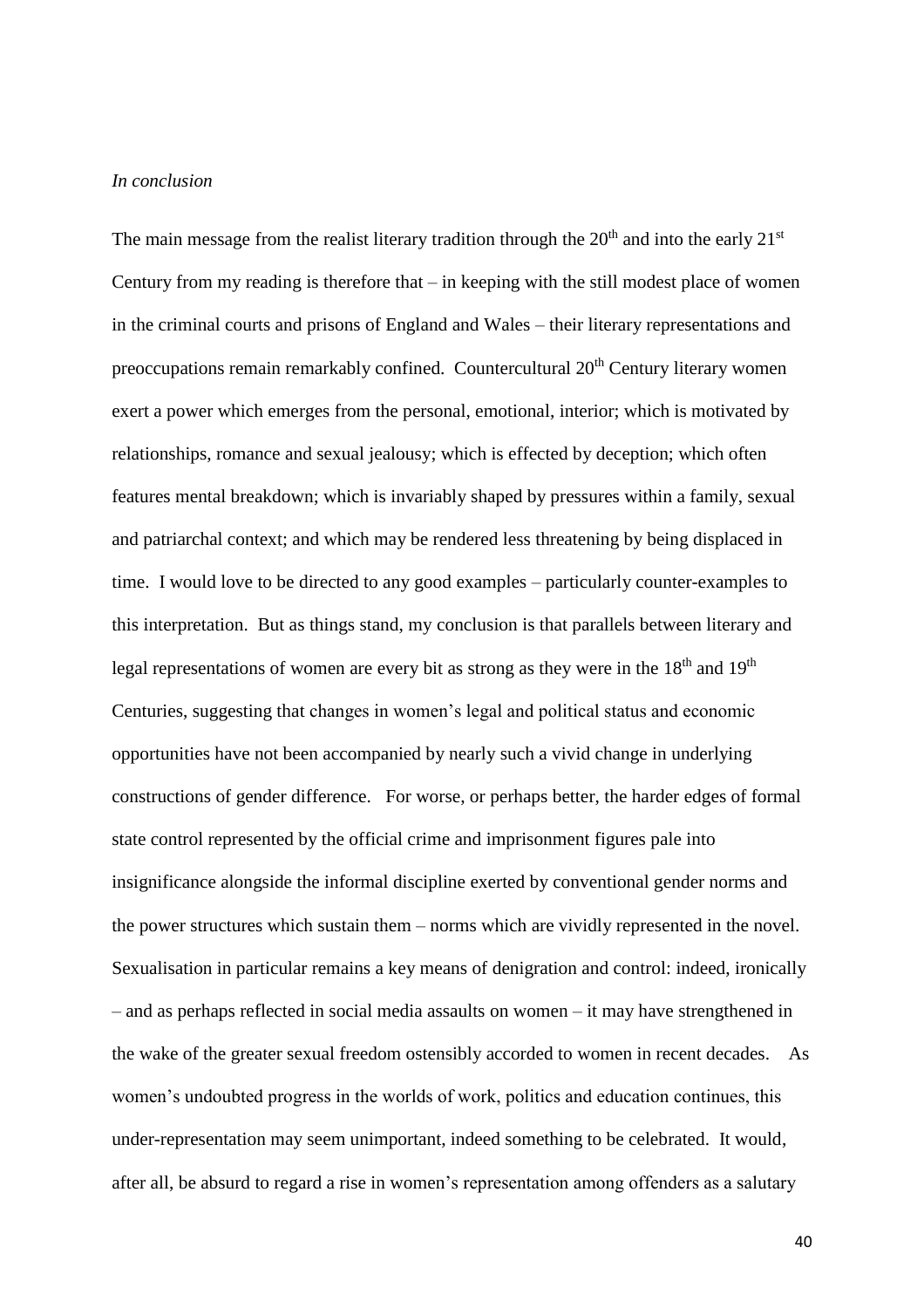*In conclusion*

The main message from the realist literary tradition through the 20th and into the early 21st Century from my reading is therefore that – in keeping with the still modest place of women in the criminal courts and prisons of England and Wales – their literary representations and preoccupations remain remarkably confined. Countercultural 20th Century literary women exert a power which emerges from the personal, emotional, interior; which is motivated by relationships, romance and sexual jealousy; which is effected by deception; which often features mental breakdown; which is invariably shaped by pressures within a family, sexual and patriarchal context; and which may be rendered less threatening by being displaced in time. I would love to be directed to any good examples – particularly counter-examples to this interpretation. But as things stand, my conclusion is that parallels between literary and legal representations of women are every bit as strong as they were in the 18th and 19th Centuries, suggesting that changes in women's legal and political status and economic opportunities have not been accompanied by nearly such a vivid change in underlying constructions of gender difference. For worse, or perhaps better, the harder edges of formal state control represented by the official crime and imprisonment figures pale into insignificance alongside the informal discipline exerted by conventional gender norms and the power structures which sustain them – norms which are vividly represented in the novel. Sexualisation in particular remains a key means of denigration and control: indeed, ironically – and as perhaps reflected in social media assaults on women – it may have strengthened in the wake of the greater sexual freedom ostensibly accorded to women in recent decades. As women's undoubted progress in the worlds of work, politics and education continues, this under-representation may seem unimportant, indeed something to be celebrated. It would, after all, be absurd to regard a rise in women's representation among offenders as a salutary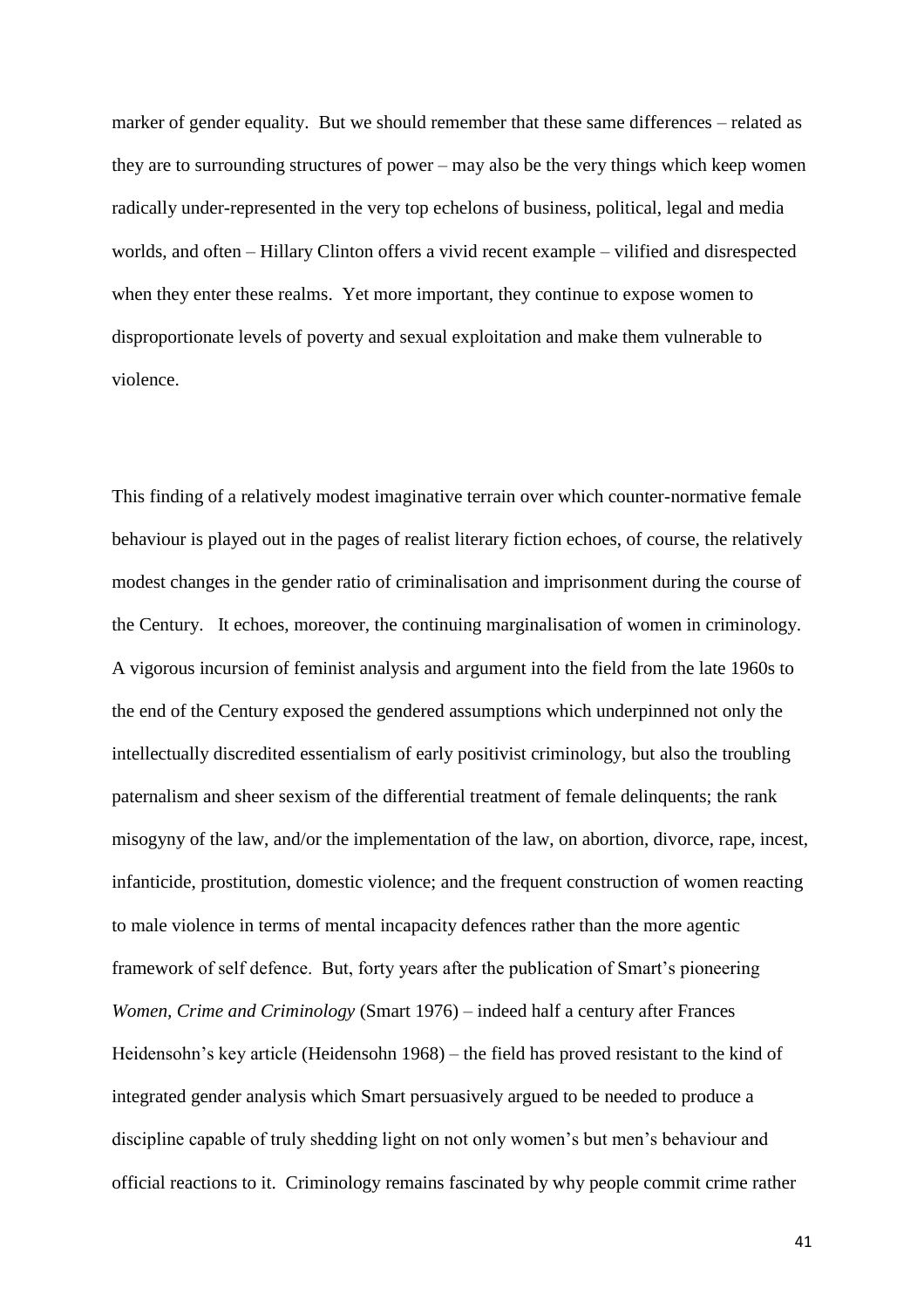marker of gender equality. But we should remember that these same differences – related as they are to surrounding structures of power – may also be the very things which keep women radically under-represented in the very top echelons of business, political, legal and media worlds, and often – Hillary Clinton offers a vivid recent example – vilified and disrespected when they enter these realms. Yet more important, they continue to expose women to disproportionate levels of poverty and sexual exploitation and make them vulnerable to violence.

This finding of a relatively modest imaginative terrain over which counter-normative female behaviour is played out in the pages of realist literary fiction echoes, of course, the relatively modest changes in the gender ratio of criminalisation and imprisonment during the course of the Century. It echoes, moreover, the continuing marginalisation of women in criminology. A vigorous incursion of feminist analysis and argument into the field from the late 1960s to the end of the Century exposed the gendered assumptions which underpinned not only the intellectually discredited essentialism of early positivist criminology, but also the troubling paternalism and sheer sexism of the differential treatment of female delinquents; the rank misogyny of the law, and/or the implementation of the law, on abortion, divorce, rape, incest, infanticide, prostitution, domestic violence; and the frequent construction of women reacting to male violence in terms of mental incapacity defences rather than the more agentic framework of self defence. But, forty years after the publication of Smart's pioneering *Women, Crime and Criminology* (Smart 1976) – indeed half a century after Frances Heidensohn's key article (Heidensohn 1968) – the field has proved resistant to the kind of integrated gender analysis which Smart persuasively argued to be needed to produce a discipline capable of truly shedding light on not only women's but men's behaviour and official reactions to it. Criminology remains fascinated by why people commit crime rather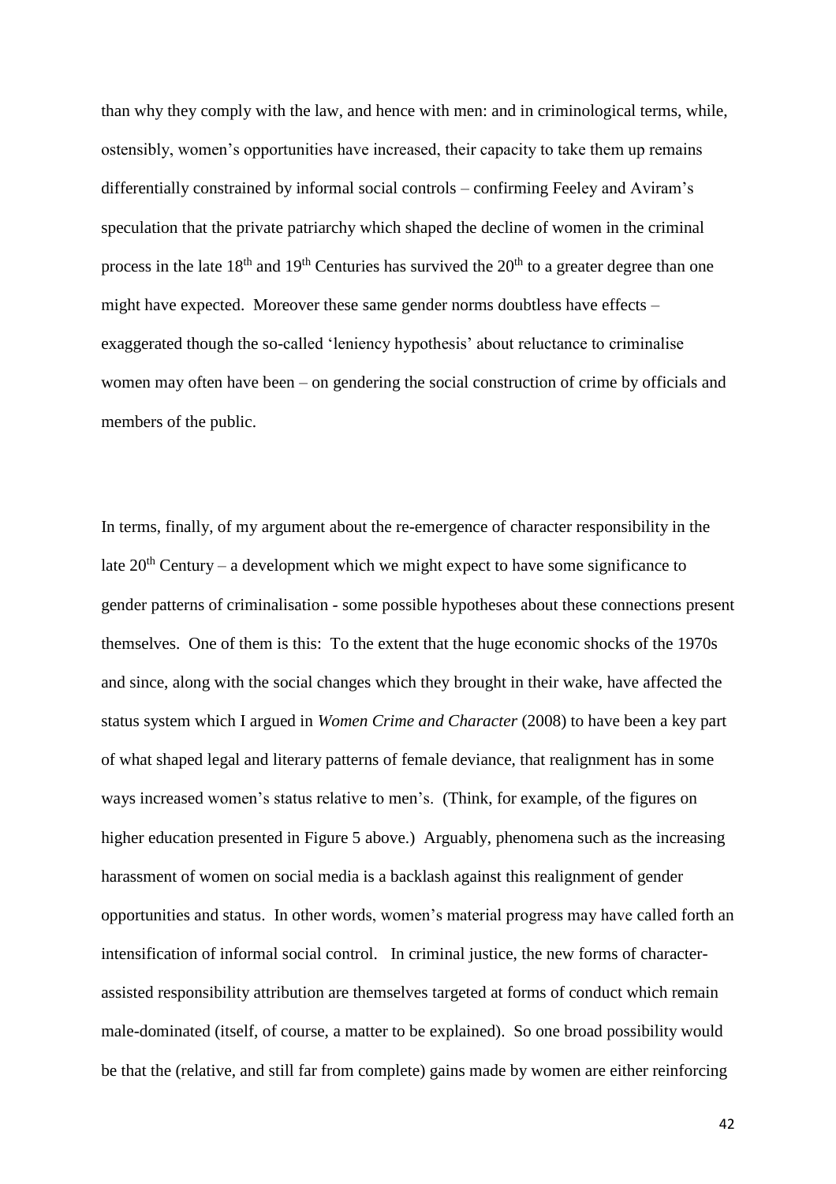than why they comply with the law, and hence with men: and in criminological terms, while, ostensibly, women's opportunities have increased, their capacity to take them up remains differentially constrained by informal social controls – confirming Feeley and Aviram's speculation that the private patriarchy which shaped the decline of women in the criminal process in the late 18th and 19th Centuries has survived the 20th to a greater degree than one might have expected. Moreover these same gender norms doubtless have effects – exaggerated though the so-called 'leniency hypothesis' about reluctance to criminalise women may often have been – on gendering the social construction of crime by officials and members of the public.

In terms, finally, of my argument about the re-emergence of character responsibility in the late 20th Century – a development which we might expect to have some significance to gender patterns of criminalisation - some possible hypotheses about these connections present themselves. One of them is this: To the extent that the huge economic shocks of the 1970s and since, along with the social changes which they brought in their wake, have affected the status system which I argued in *Women Crime and Character* (2008) to have been a key part of what shaped legal and literary patterns of female deviance, that realignment has in some ways increased women's status relative to men's. (Think, for example, of the figures on higher education presented in Figure 5 above.) Arguably, phenomena such as the increasing harassment of women on social media is a backlash against this realignment of gender opportunities and status. In other words, women's material progress may have called forth an intensification of informal social control. In criminal justice, the new forms of character-assisted responsibility attribution are themselves targeted at forms of conduct which remain male-dominated (itself, of course, a matter to be explained). So one broad possibility would be that the (relative, and still far from complete) gains made by women are either reinforcing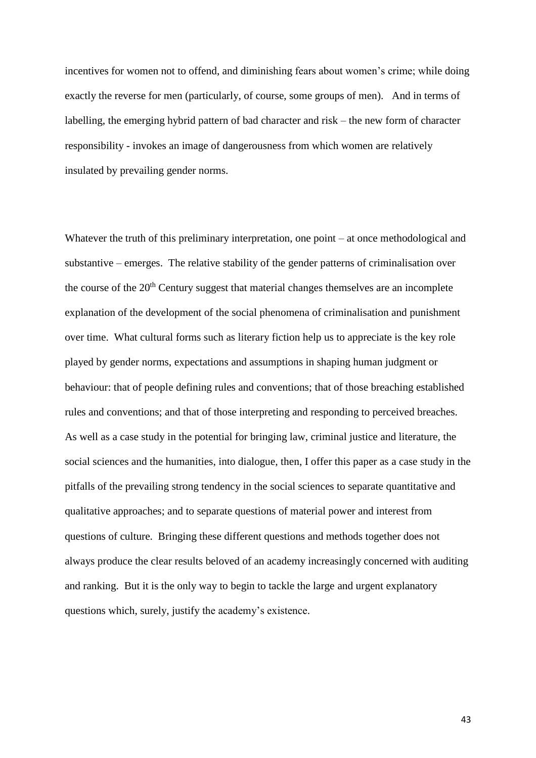incentives for women not to offend, and diminishing fears about women's crime; while doing exactly the reverse for men (particularly, of course, some groups of men). And in terms of labelling, the emerging hybrid pattern of bad character and risk – the new form of character responsibility - invokes an image of dangerousness from which women are relatively insulated by prevailing gender norms.

Whatever the truth of this preliminary interpretation, one point – at once methodological and substantive – emerges. The relative stability of the gender patterns of criminalisation over the course of the 20th Century suggest that material changes themselves are an incomplete explanation of the development of the social phenomena of criminalisation and punishment over time. What cultural forms such as literary fiction help us to appreciate is the key role played by gender norms, expectations and assumptions in shaping human judgment or behaviour: that of people defining rules and conventions; that of those breaching established rules and conventions; and that of those interpreting and responding to perceived breaches. As well as a case study in the potential for bringing law, criminal justice and literature, the social sciences and the humanities, into dialogue, then, I offer this paper as a case study in the pitfalls of the prevailing strong tendency in the social sciences to separate quantitative and qualitative approaches; and to separate questions of material power and interest from questions of culture. Bringing these different questions and methods together does not always produce the clear results beloved of an academy increasingly concerned with auditing and ranking. But it is the only way to begin to tackle the large and urgent explanatory questions which, surely, justify the academy's existence.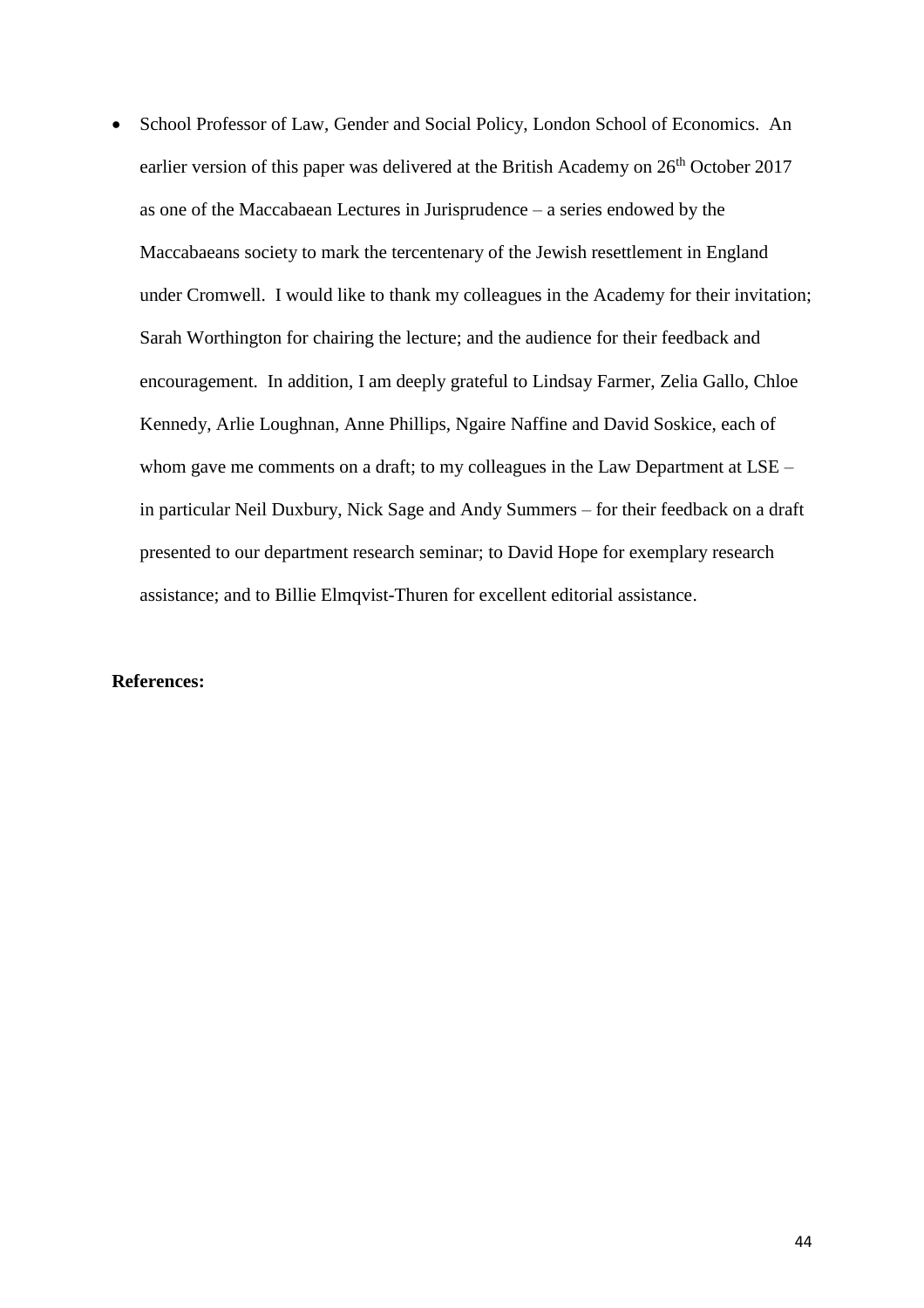- School Professor of Law, Gender and Social Policy, London School of Economics. An earlier version of this paper was delivered at the British Academy on 26th October 2017 as one of the Maccabaean Lectures in Jurisprudence – a series endowed by the Maccabaeans society to mark the tercentenary of the Jewish resettlement in England under Cromwell. I would like to thank my colleagues in the Academy for their invitation; Sarah Worthington for chairing the lecture; and the audience for their feedback and encouragement. In addition, I am deeply grateful to Lindsay Farmer, Zelia Gallo, Chloe Kennedy, Arlie Loughnan, Anne Phillips, Ngaire Naffine and David Soskice, each of whom gave me comments on a draft; to my colleagues in the Law Department at LSE – in particular Neil Duxbury, Nick Sage and Andy Summers – for their feedback on a draft presented to our department research seminar; to David Hope for exemplary research assistance; and to Billie Elmqvist-Thuren for excellent editorial assistance.

**References:**